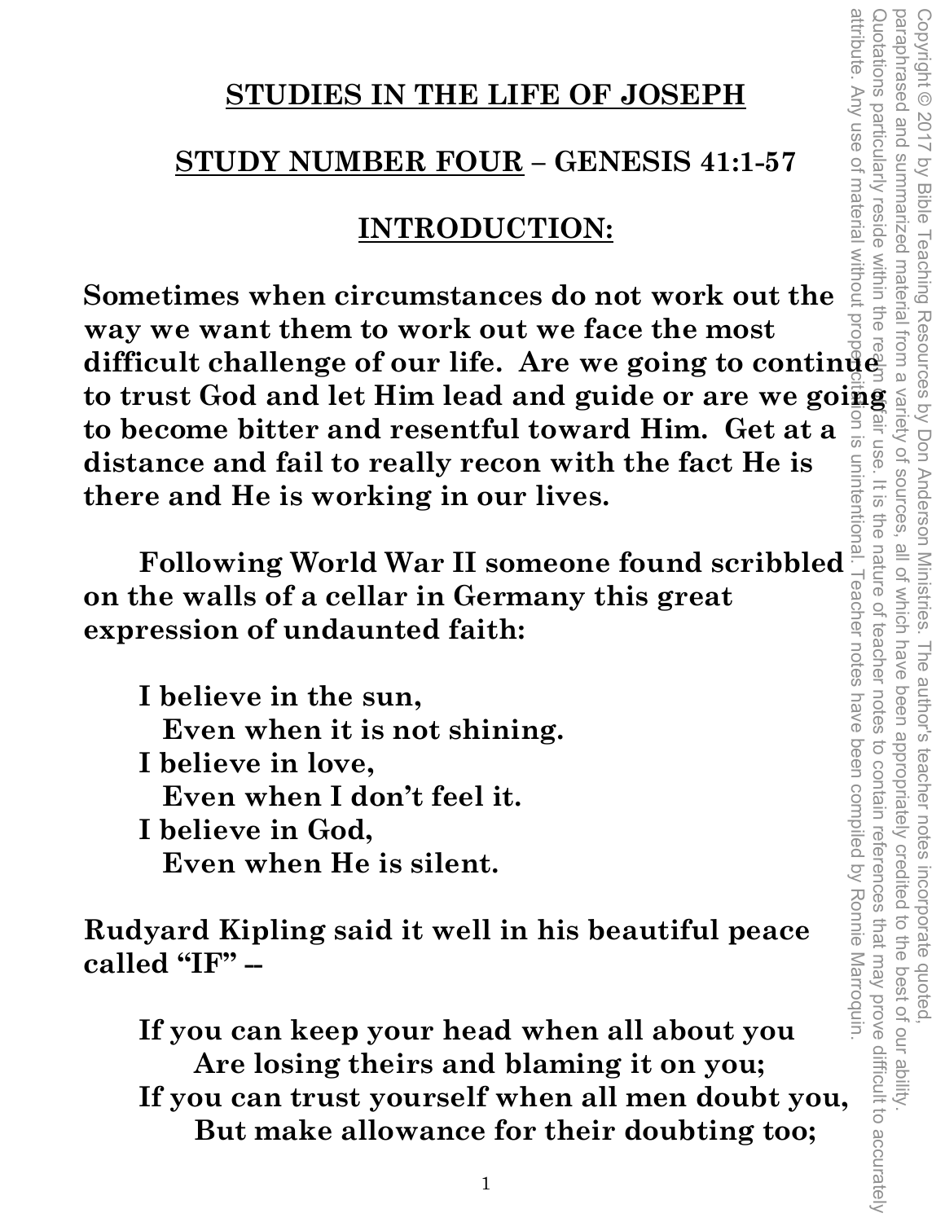# STUDIES IN THE LIFE OF JOSEPH

## STUDY NUMBER FOUR – GENESIS 41:1-57

## INTRODUCTION:

**Sometimes when circumstances do not work out the way we want them to work out we face the most difficult challenge of our life. Are we going to continue to trust God and let Him lead and guide or are we going to become bitter and resentful toward Him. Get at a distance and fail to really recon with the fact He is there and He is working in our lives.**

**Following World War II someone found scribbled on the walls of a cellar in Germany this great expression of undaunted faith:**

> **I believe in the sun,**
> **Even when it is not shining.**
> **I believe in love,**
> **Even when I don't feel it.**
> **I believe in God,**
> **Even when He is silent.**

**Rudyard Kipling said it well in his beautiful peace called "IF" --**

> **If you can keep your head when all about you**
> **Are losing theirs and blaming it on you;**
> **If you can trust yourself when all men doubt you,**
> **But make allowance for their doubting too;**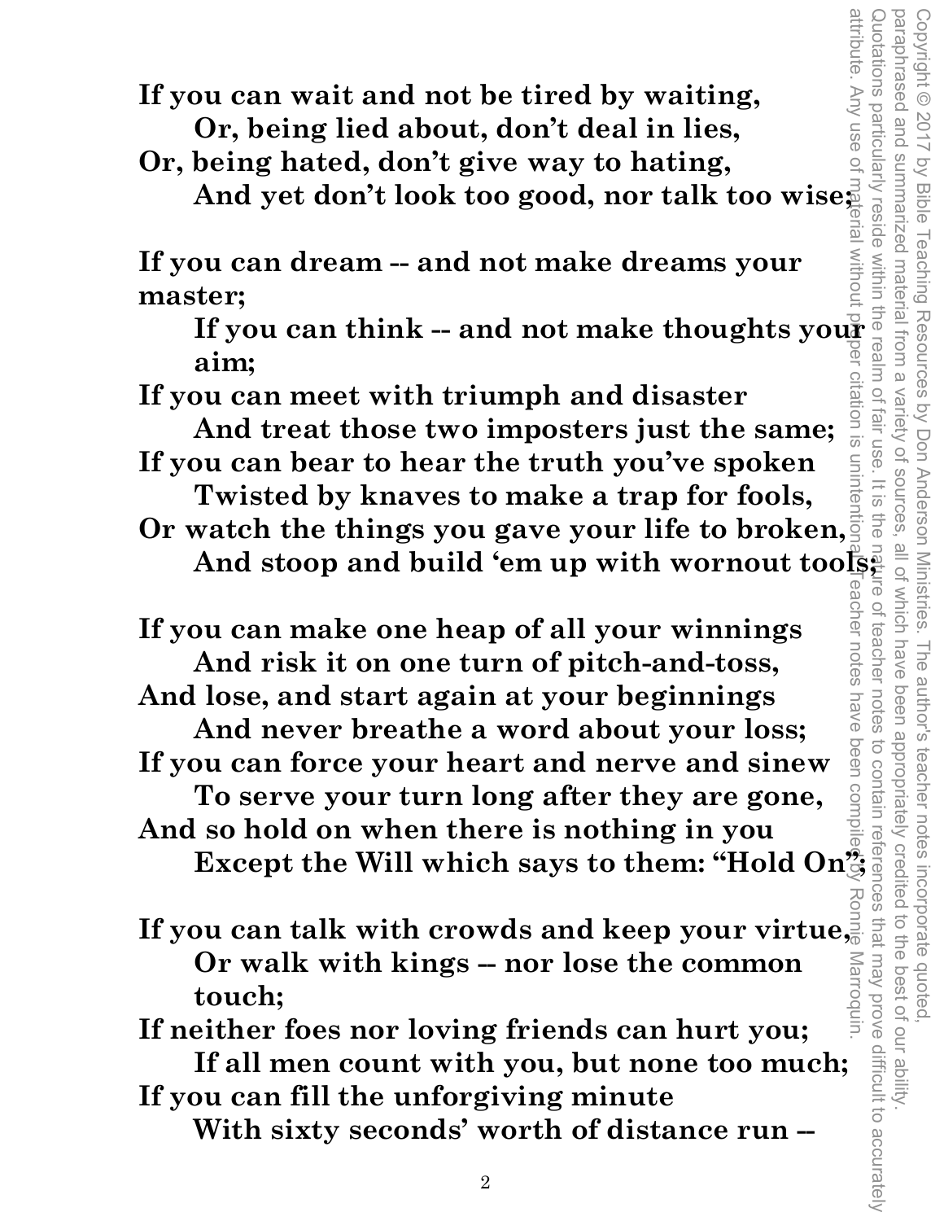**If you can wait and not be tired by waiting,**
**Or, being lied about, don't deal in lies,**
**Or, being hated, don't give way to hating,**
**And yet don't look too good, nor talk too wise;**

**If you can dream -- and not make dreams your master;**
**If you can think -- and not make thoughts your aim;**
**If you can meet with triumph and disaster**
**And treat those two imposters just the same;**
**If you can bear to hear the truth you've spoken**
**Twisted by knaves to make a trap for fools,**
**Or watch the things you gave your life to broken,**
**And stoop and build 'em up with wornout tools;**

**If you can make one heap of all your winnings**
**And risk it on one turn of pitch-and-toss,**
**And lose, and start again at your beginnings**
**And never breathe a word about your loss;**
**If you can force your heart and nerve and sinew**
**To serve your turn long after they are gone,**
**And so hold on when there is nothing in you**
**Except the Will which says to them: "Hold On";**

**If you can talk with crowds and keep your virtue,**
**Or walk with kings -- nor lose the common touch;**
**If neither foes nor loving friends can hurt you;**
**If all men count with you, but none too much;**
**If you can fill the unforgiving minute**
**With sixty seconds' worth of distance run --**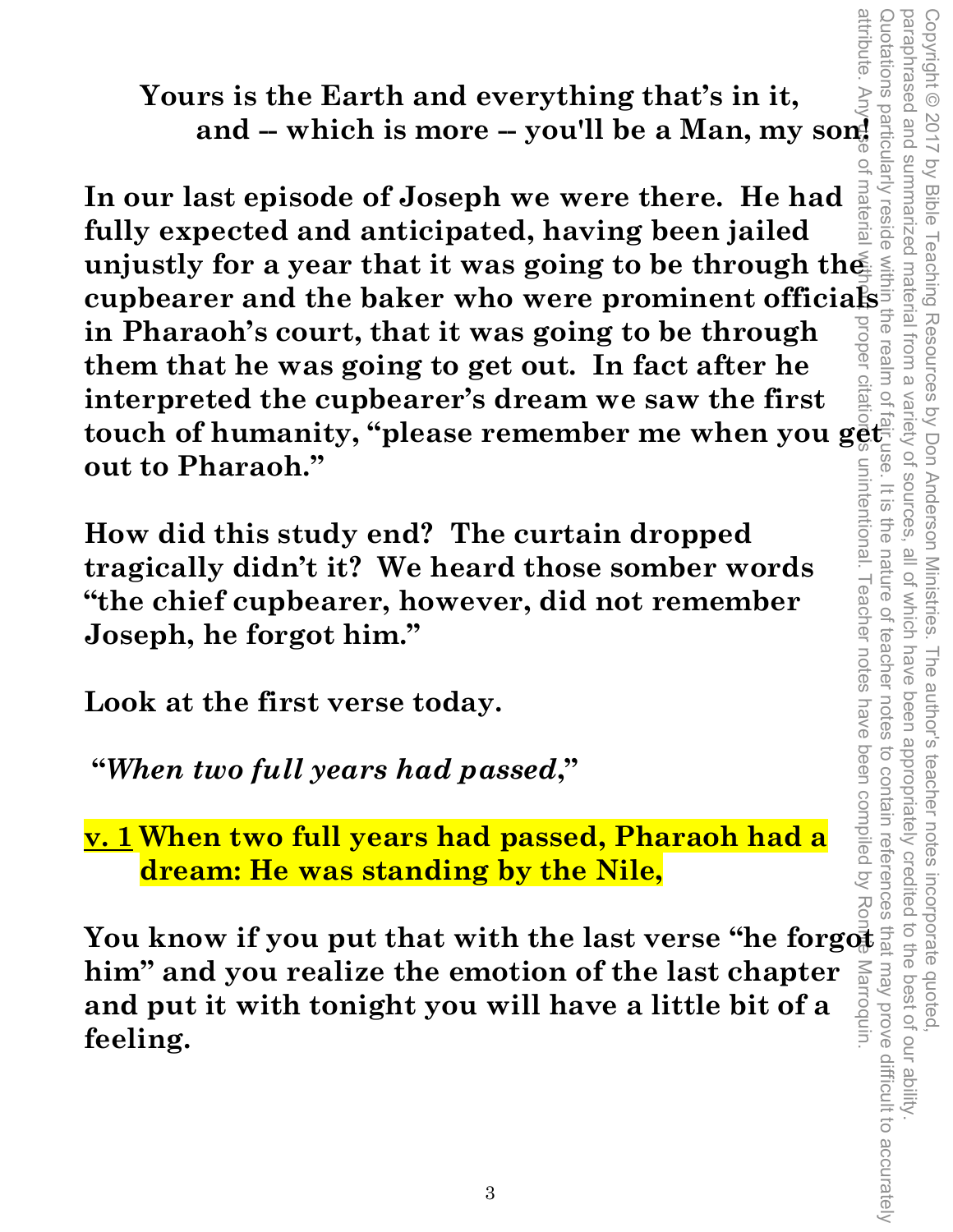**Yours is the Earth and everything that's in it,**
**and -- which is more -- you'll be a Man, my son!**

**In our last episode of Joseph we were there. He had fully expected and anticipated, having been jailed unjustly for a year that it was going to be through the cupbearer and the baker who were prominent officials in Pharaoh's court, that it was going to be through them that he was going to get out. In fact after he interpreted the cupbearer's dream we saw the first touch of humanity, "please remember me when you get out to Pharaoh."**

**How did this study end? The curtain dropped tragically didn't it? We heard those somber words "the chief cupbearer, however, did not remember Joseph, he forgot him."**

**Look at the first verse today.**

**"*When two full years had passed,*"**

**<u>v. 1</u> When two full years had passed, Pharaoh had a dream: He was standing by the Nile,**

**You know if you put that with the last verse "he forgot him" and you realize the emotion of the last chapter and put it with tonight you will have a little bit of a feeling.**

Copyright © 2017 by Bible Teaching Resources by Don Anderson Ministries. The author's teacher notes incorporate quoted, paraphrased and summarized material from a variety of sources, all of which have been appropriately credited to the best of our ability. Quotations particularly reside within the realm of fair use. It is the nature of teacher notes to contain references that may prove difficult to accurately attribute. Any use of material without proper citation is unintentional. Teacher notes have been compiled by Ronnie Marroquin.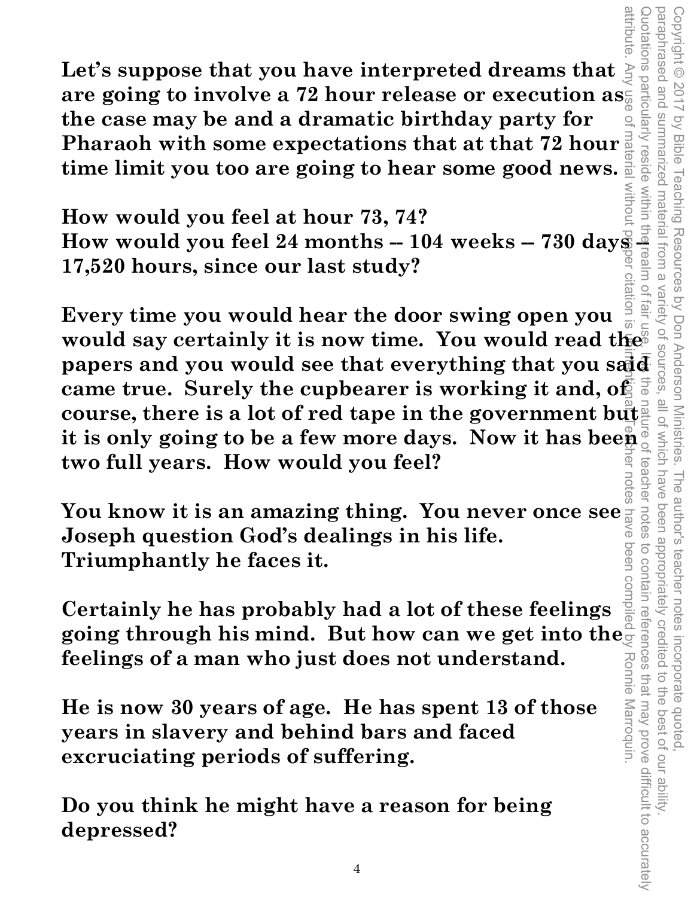Let's suppose that you have interpreted dreams that are going to involve a 72 hour release or execution as the case may be and a dramatic birthday party for Pharaoh with some expectations that at that 72 hour time limit you too are going to hear some good news.

How would you feel at hour 73, 74?
How would you feel 24 months -- 104 weeks -- 730 days -- 17,520 hours, since our last study?

Every time you would hear the door swing open you would say certainly it is now time. You would read the papers and you would see that everything that you said came true. Surely the cupbearer is working it and, of course, there is a lot of red tape in the government but it is only going to be a few more days. Now it has been two full years. How would you feel?

You know it is an amazing thing. You never once see Joseph question God's dealings in his life. Triumphantly he faces it.

Certainly he has probably had a lot of these feelings going through his mind. But how can we get into the feelings of a man who just does not understand.

He is now 30 years of age. He has spent 13 of those years in slavery and behind bars and faced excruciating periods of suffering.

Do you think he might have a reason for being depressed?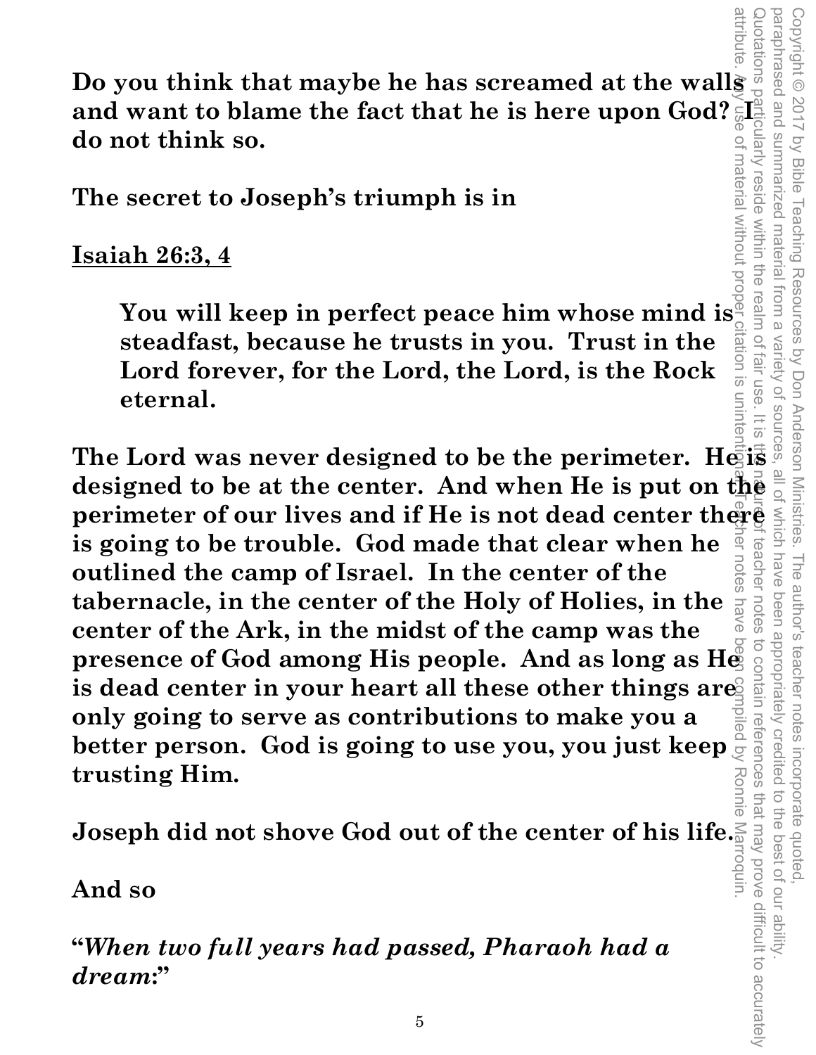**Do you think that maybe he has screamed at the walls and want to blame the fact that he is here upon God? I do not think so.**

**The secret to Joseph's triumph is in**

**<u>Isaiah 26:3, 4</u>**

> **You will keep in perfect peace him whose mind is steadfast, because he trusts in you. Trust in the Lord forever, for the Lord, the Lord, is the Rock eternal.**

**The Lord was never designed to be the perimeter. He is designed to be at the center. And when He is put on the perimeter of our lives and if He is not dead center there is going to be trouble. God made that clear when he outlined the camp of Israel. In the center of the tabernacle, in the center of the Holy of Holies, in the center of the Ark, in the midst of the camp was the presence of God among His people. And as long as He is dead center in your heart all these other things are only going to serve as contributions to make you a better person. God is going to use you, you just keep trusting Him.**

**Joseph did not shove God out of the center of his life.**

**And so**

**"*When two full years had passed, Pharaoh had a dream:*"**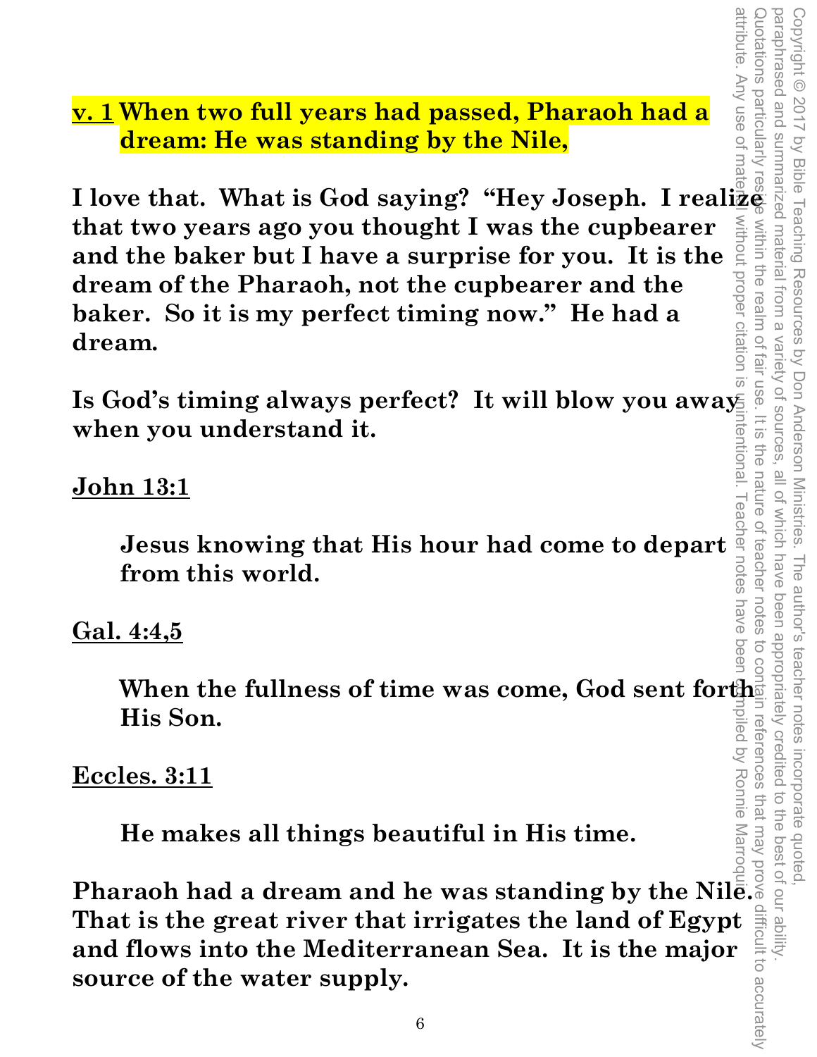**<u>v. 1</u> When two full years had passed, Pharaoh had a dream: He was standing by the Nile,**

**I love that. What is God saying? "Hey Joseph. I realize that two years ago you thought I was the cupbearer and the baker but I have a surprise for you. It is the dream of the Pharaoh, not the cupbearer and the baker. So it is my perfect timing now." He had a dream.**

**Is God's timing always perfect? It will blow you away when you understand it.**

**<u>John 13:1</u>**

> **Jesus knowing that His hour had come to depart from this world.**

**<u>Gal. 4:4,5</u>**

> **When the fullness of time was come, God sent forth His Son.**

**<u>Eccles. 3:11</u>**

> **He makes all things beautiful in His time.**

**Pharaoh had a dream and he was standing by the Nile. That is the great river that irrigates the land of Egypt and flows into the Mediterranean Sea. It is the major source of the water supply.**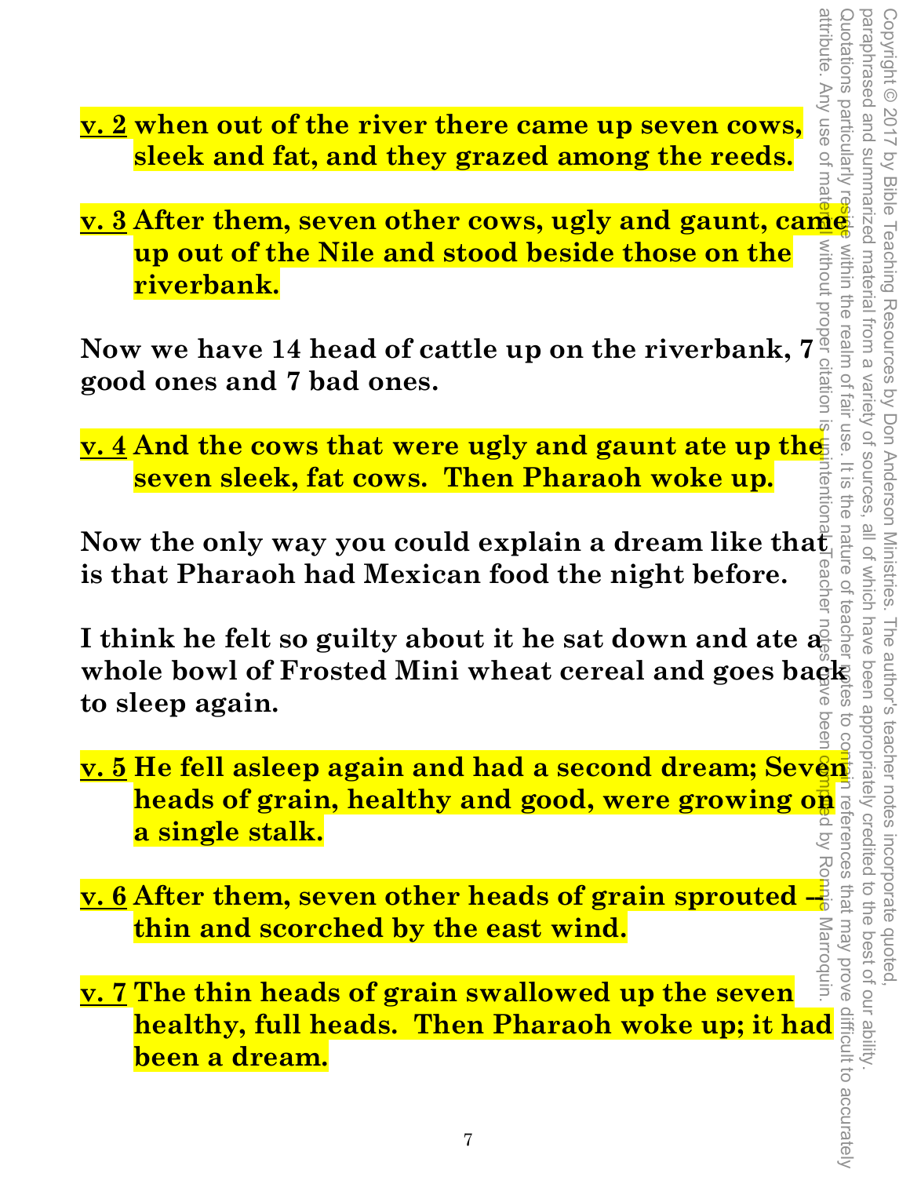**<u>v. 2</u> when out of the river there came up seven cows, sleek and fat, and they grazed among the reeds.**

**<u>v. 3</u> After them, seven other cows, ugly and gaunt, came up out of the Nile and stood beside those on the riverbank.**

**Now we have 14 head of cattle up on the riverbank, 7 good ones and 7 bad ones.**

**<u>v. 4</u> And the cows that were ugly and gaunt ate up the seven sleek, fat cows. Then Pharaoh woke up.**

**Now the only way you could explain a dream like that is that Pharaoh had Mexican food the night before.**

**I think he felt so guilty about it he sat down and ate a whole bowl of Frosted Mini wheat cereal and goes back to sleep again.**

**<u>v. 5</u> He fell asleep again and had a second dream; Seven heads of grain, healthy and good, were growing on a single stalk.**

**<u>v. 6</u> After them, seven other heads of grain sprouted -- thin and scorched by the east wind.**

**<u>v. 7</u> The thin heads of grain swallowed up the seven healthy, full heads. Then Pharaoh woke up; it had been a dream.**

Copyright © 2017 by Bible Teaching Resources by Don Anderson Ministries. The author's teacher notes incorporate quoted, paraphrased and summarized material from a variety of sources, all of which have been appropriately credited to the best of our ability. Quotations particularly reside within the realm of fair use. It is the nature of teacher notes to contain references that may prove difficult to accurately attribute. Any use of material without proper citation is unintentional. Teacher notes have been compiled by Ronnie Marroquin.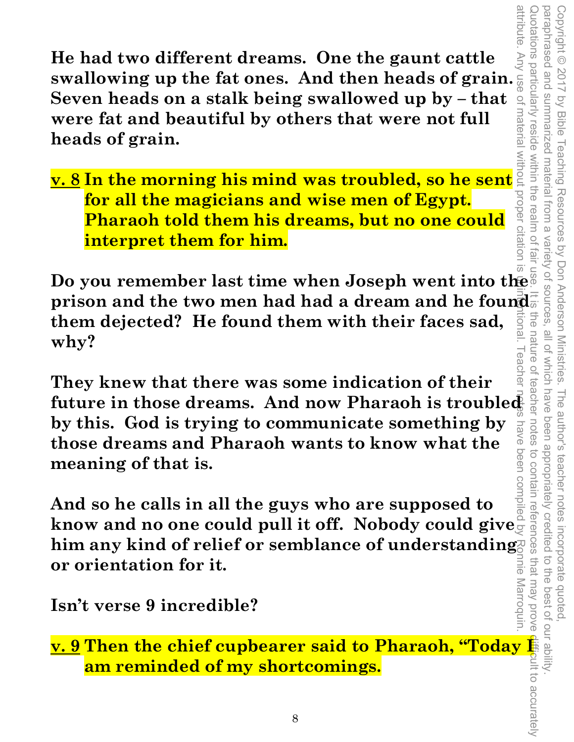**He had two different dreams. One the gaunt cattle swallowing up the fat ones. And then heads of grain. Seven heads on a stalk being swallowed up by – that were fat and beautiful by others that were not full heads of grain.**

**v. 8 In the morning his mind was troubled, so he sent for all the magicians and wise men of Egypt. Pharaoh told them his dreams, but no one could interpret them for him.**

**Do you remember last time when Joseph went into the prison and the two men had had a dream and he found them dejected? He found them with their faces sad, why?**

**They knew that there was some indication of their future in those dreams. And now Pharaoh is troubled by this. God is trying to communicate something by those dreams and Pharaoh wants to know what the meaning of that is.**

**And so he calls in all the guys who are supposed to know and no one could pull it off. Nobody could give him any kind of relief or semblance of understanding or orientation for it.**

**Isn't verse 9 incredible?**

**v. 9 Then the chief cupbearer said to Pharaoh, "Today I am reminded of my shortcomings.**

Copyright © 2017 by Bible Teaching Resources by Don Anderson Ministries. The author's teacher notes incorporate quoted, paraphrased and summarized material from a variety of sources, all of which have been appropriately credited to the best of our ability. Quotations particularly reside within the realm of fair use. It is the nature of teacher notes to contain references that may prove difficult to accurately attribute. Any use of material without proper citation is unintentional. Teacher notes have been compiled by Ronnie Marroquin.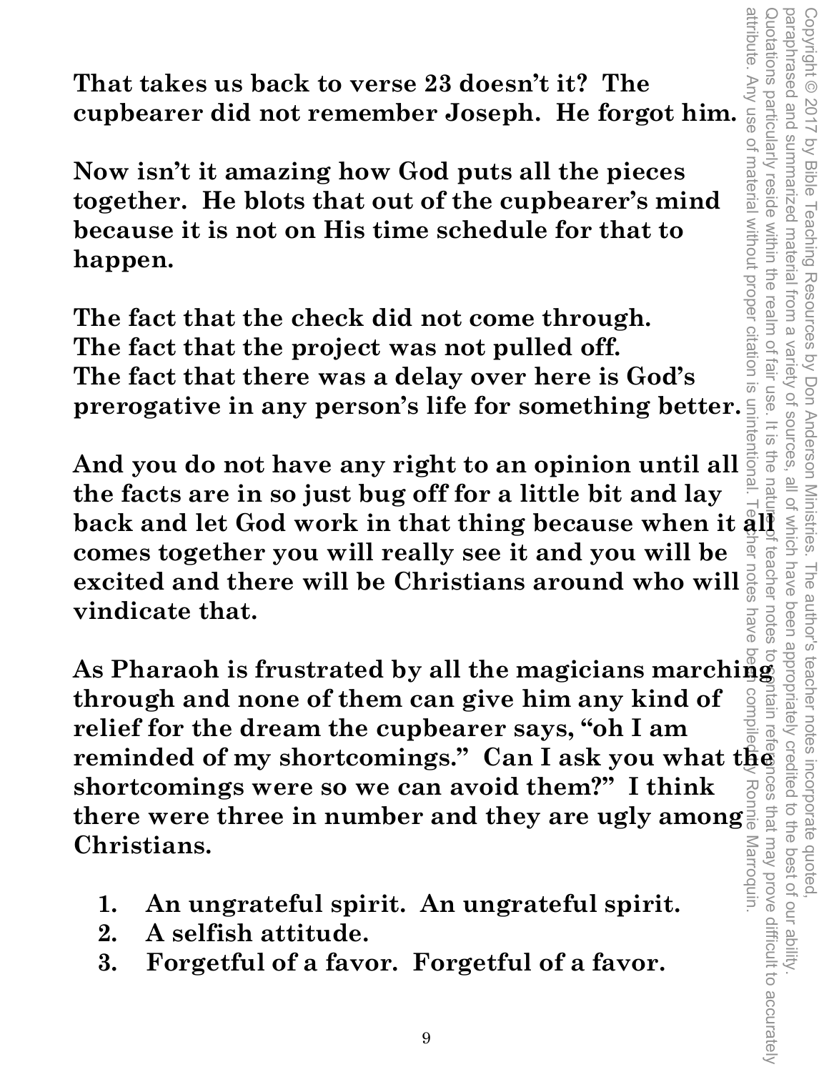**That takes us back to verse 23 doesn't it? The cupbearer did not remember Joseph. He forgot him.**

**Now isn't it amazing how God puts all the pieces together. He blots that out of the cupbearer's mind because it is not on His time schedule for that to happen.**

**The fact that the check did not come through.**
**The fact that the project was not pulled off.**
**The fact that there was a delay over here is God's prerogative in any person's life for something better.**

**And you do not have any right to an opinion until all the facts are in so just bug off for a little bit and lay back and let God work in that thing because when it all comes together you will really see it and you will be excited and there will be Christians around who will vindicate that.**

**As Pharaoh is frustrated by all the magicians marching through and none of them can give him any kind of relief for the dream the cupbearer says, "oh I am reminded of my shortcomings." Can I ask you what the shortcomings were so we can avoid them?" I think there were three in number and they are ugly among Christians.**

1. **An ungrateful spirit. An ungrateful spirit.**
2. **A selfish attitude.**
3. **Forgetful of a favor. Forgetful of a favor.**

Copyright © 2017 by Bible Teaching Resources by Don Anderson Ministries. The author's teacher notes incorporate quoted, paraphrased and summarized material from a variety of sources, all of which have been appropriately credited to the best of our ability. Quotations particularly reside within the realm of fair use. It is the nature of teacher notes to contain references that may prove difficult to accurately attribute. Any use of material without proper citation is unintentional. Teacher notes have been compiled by Ronnie Marroquin.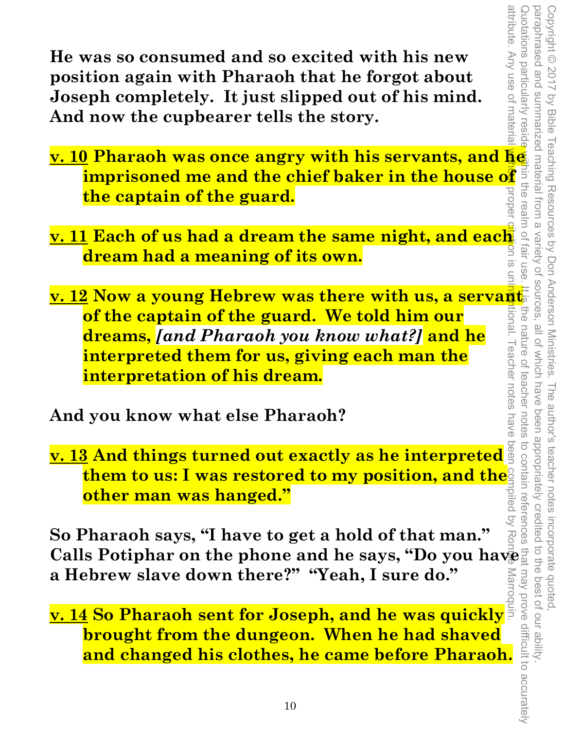**He was so consumed and so excited with his new position again with Pharaoh that he forgot about Joseph completely. It just slipped out of his mind. And now the cupbearer tells the story.**

**v. 10 Pharaoh was once angry with his servants, and he imprisoned me and the chief baker in the house of the captain of the guard.**

**v. 11 Each of us had a dream the same night, and each dream had a meaning of its own.**

**v. 12 Now a young Hebrew was there with us, a servant of the captain of the guard. We told him our dreams, *[and Pharaoh you know what?]* and he interpreted them for us, giving each man the interpretation of his dream.**

**And you know what else Pharaoh?**

**v. 13 And things turned out exactly as he interpreted them to us: I was restored to my position, and the other man was hanged."**

**So Pharaoh says, "I have to get a hold of that man." Calls Potiphar on the phone and he says, "Do you have a Hebrew slave down there?" "Yeah, I sure do."**

**v. 14 So Pharaoh sent for Joseph, and he was quickly brought from the dungeon. When he had shaved and changed his clothes, he came before Pharaoh.**

Copyright © 2017 by Bible Teaching Resources by Don Anderson Ministries. The author's teacher notes incorporate quoted, paraphrased and summarized material from a variety of sources, all of which have been appropriately credited to the best of our ability. Quotations particularly reside within the realm of fair use. It is the nature of teacher notes to contain references that may prove difficult to accurately attribute. Any use of material without proper citation is unintentional. Teacher notes have been compiled by Ronnie Marroquin.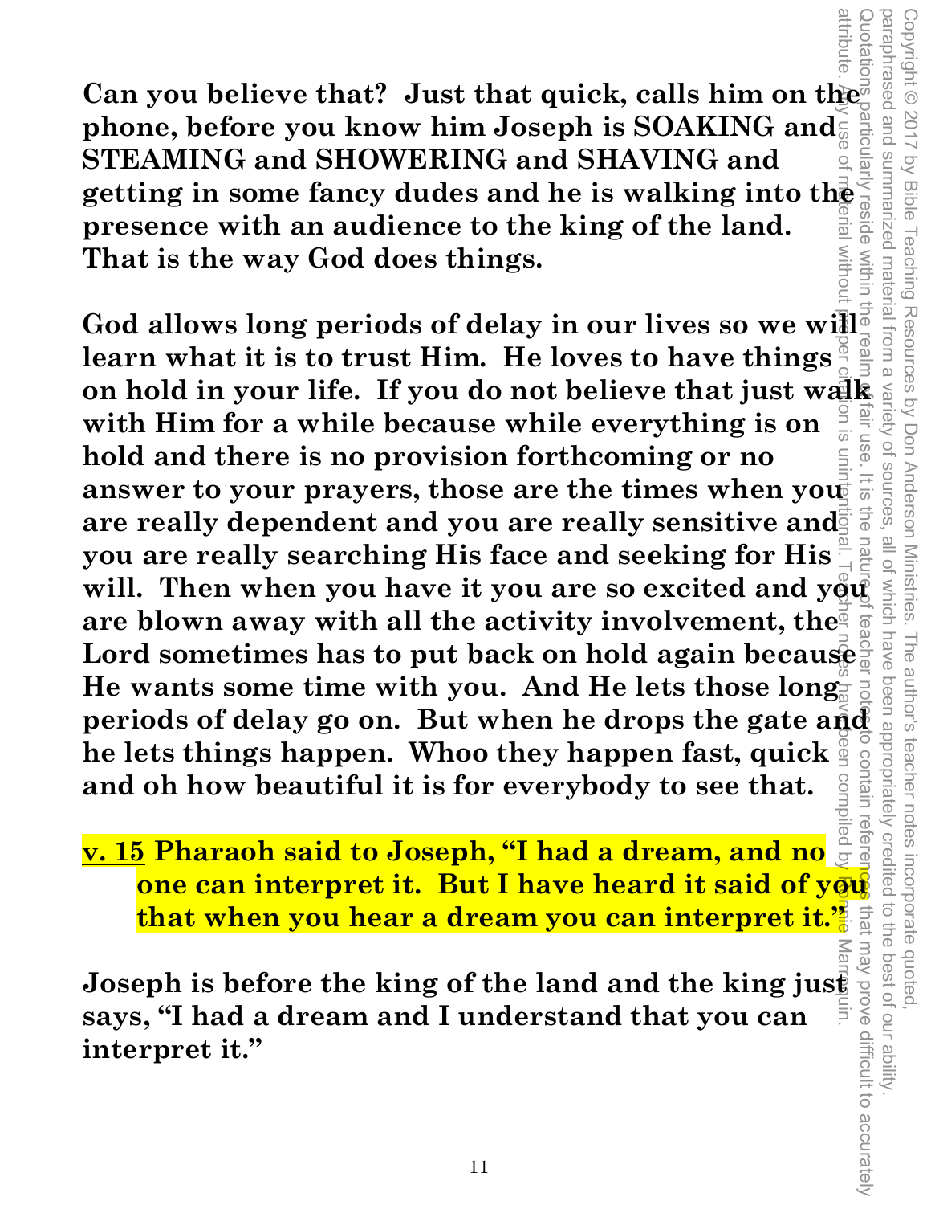**Can you believe that? Just that quick, calls him on the phone, before you know him Joseph is SOAKING and STEAMING and SHOWERING and SHAVING and getting in some fancy dudes and he is walking into the presence with an audience to the king of the land. That is the way God does things.**

**God allows long periods of delay in our lives so we will learn what it is to trust Him. He loves to have things on hold in your life. If you do not believe that just walk with Him for a while because while everything is on hold and there is no provision forthcoming or no answer to your prayers, those are the times when you are really dependent and you are really sensitive and you are really searching His face and seeking for His will. Then when you have it you are so excited and you are blown away with all the activity involvement, the Lord sometimes has to put back on hold again because He wants some time with you. And He lets those long periods of delay go on. But when he drops the gate and he lets things happen. Whoo they happen fast, quick and oh how beautiful it is for everybody to see that.**

**<u>v. 15</u> Pharaoh said to Joseph, "I had a dream, and no one can interpret it. But I have heard it said of you that when you hear a dream you can interpret it."**

**Joseph is before the king of the land and the king just says, "I had a dream and I understand that you can interpret it."**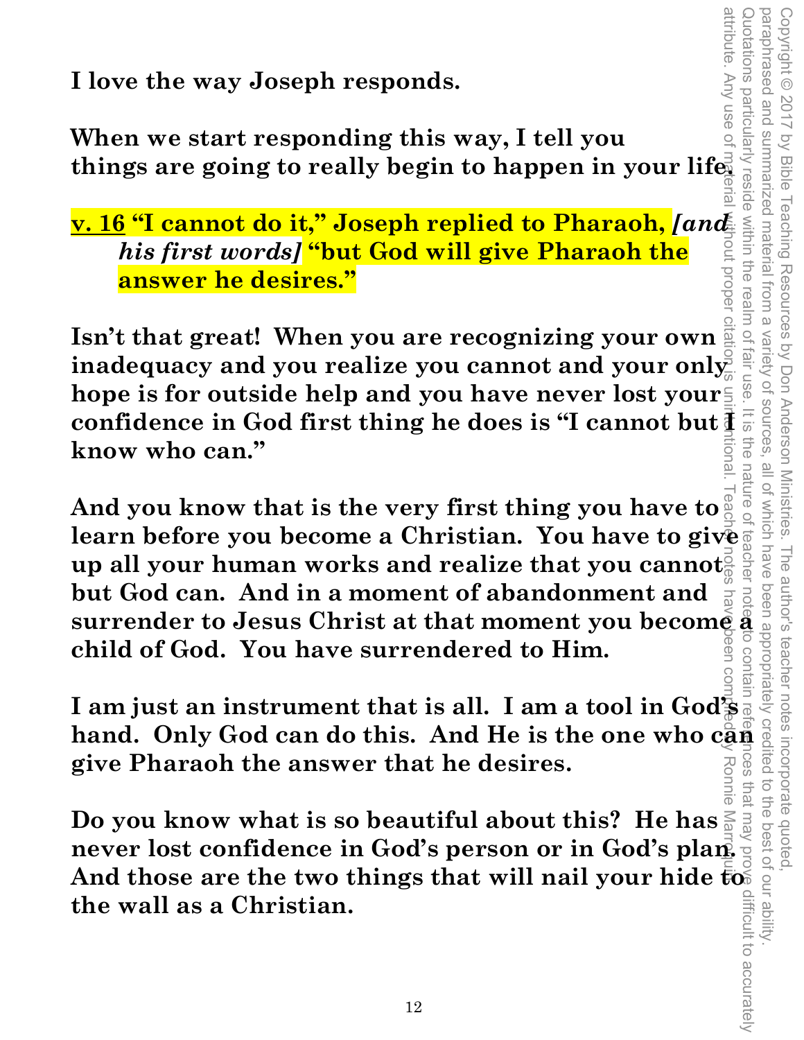**I love the way Joseph responds.**

**When we start responding this way, I tell you things are going to really begin to happen in your life.**

**v. 16 "I cannot do it," Joseph replied to Pharaoh, *[and his first words]* "but God will give Pharaoh the answer he desires."**

**Isn't that great! When you are recognizing your own inadequacy and you realize you cannot and your only hope is for outside help and you have never lost your confidence in God first thing he does is "I cannot but I know who can."**

**And you know that is the very first thing you have to learn before you become a Christian. You have to give up all your human works and realize that you cannot but God can. And in a moment of abandonment and surrender to Jesus Christ at that moment you become a child of God. You have surrendered to Him.**

**I am just an instrument that is all. I am a tool in God's hand. Only God can do this. And He is the one who can give Pharaoh the answer that he desires.**

**Do you know what is so beautiful about this? He has never lost confidence in God's person or in God's plan. And those are the two things that will nail your hide to the wall as a Christian.**

Copyright © 2017 by Bible Teaching Resources by Don Anderson Ministries. The author's teacher notes incorporate quoted, paraphrased and summarized material from a variety of sources, all of which have been appropriately credited to the best of our ability. Quotations particularly reside within the realm of fair use. It is the nature of teacher notes to contain references that may prove difficult to accurately attribute. Any use of material without proper citation is unintentional. Teacher notes have been compiled by Ronnie Marroquin.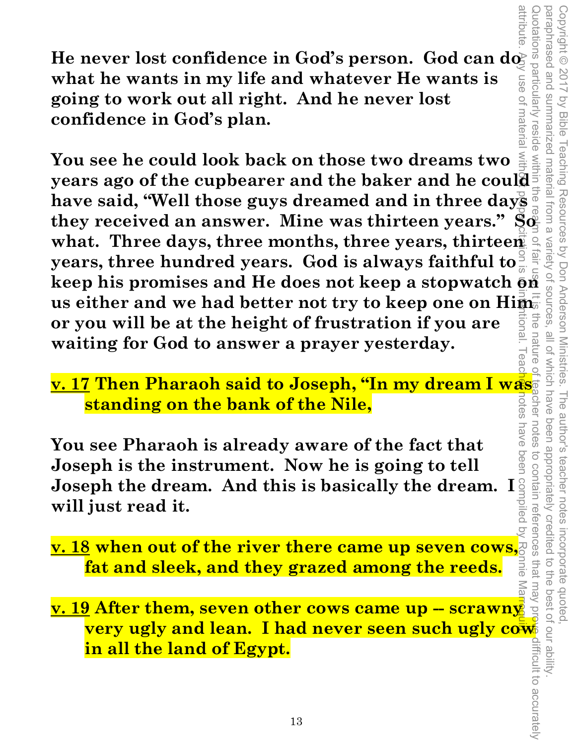**He never lost confidence in God's person. God can do what he wants in my life and whatever He wants is going to work out all right. And he never lost confidence in God's plan.**

**You see he could look back on those two dreams two years ago of the cupbearer and the baker and he could have said, "Well those guys dreamed and in three days they received an answer. Mine was thirteen years." So what. Three days, three months, three years, thirteen years, three hundred years. God is always faithful to keep his promises and He does not keep a stopwatch on us either and we had better not try to keep one on Him or you will be at the height of frustration if you are waiting for God to answer a prayer yesterday.**

**v. 17 Then Pharaoh said to Joseph, "In my dream I was standing on the bank of the Nile,**

**You see Pharaoh is already aware of the fact that Joseph is the instrument. Now he is going to tell Joseph the dream. And this is basically the dream. I will just read it.**

**v. 18 when out of the river there came up seven cows, fat and sleek, and they grazed among the reeds.**

**v. 19 After them, seven other cows came up -- scrawny very ugly and lean. I had never seen such ugly cow in all the land of Egypt.**

Copyright © 2017 by Bible Teaching Resources by Don Anderson Ministries. The author's teacher notes incorporate quoted, paraphrased and summarized material from a variety of sources, all of which have been appropriately credited to the best of our ability. Quotations particularly reside within the realm of fair use. It is the nature of teacher notes to contain references that may prove difficult to accurately attribute. Any use of material without proper citation is unintentional. Teacher notes have been compiled by Ronnie Marroquin.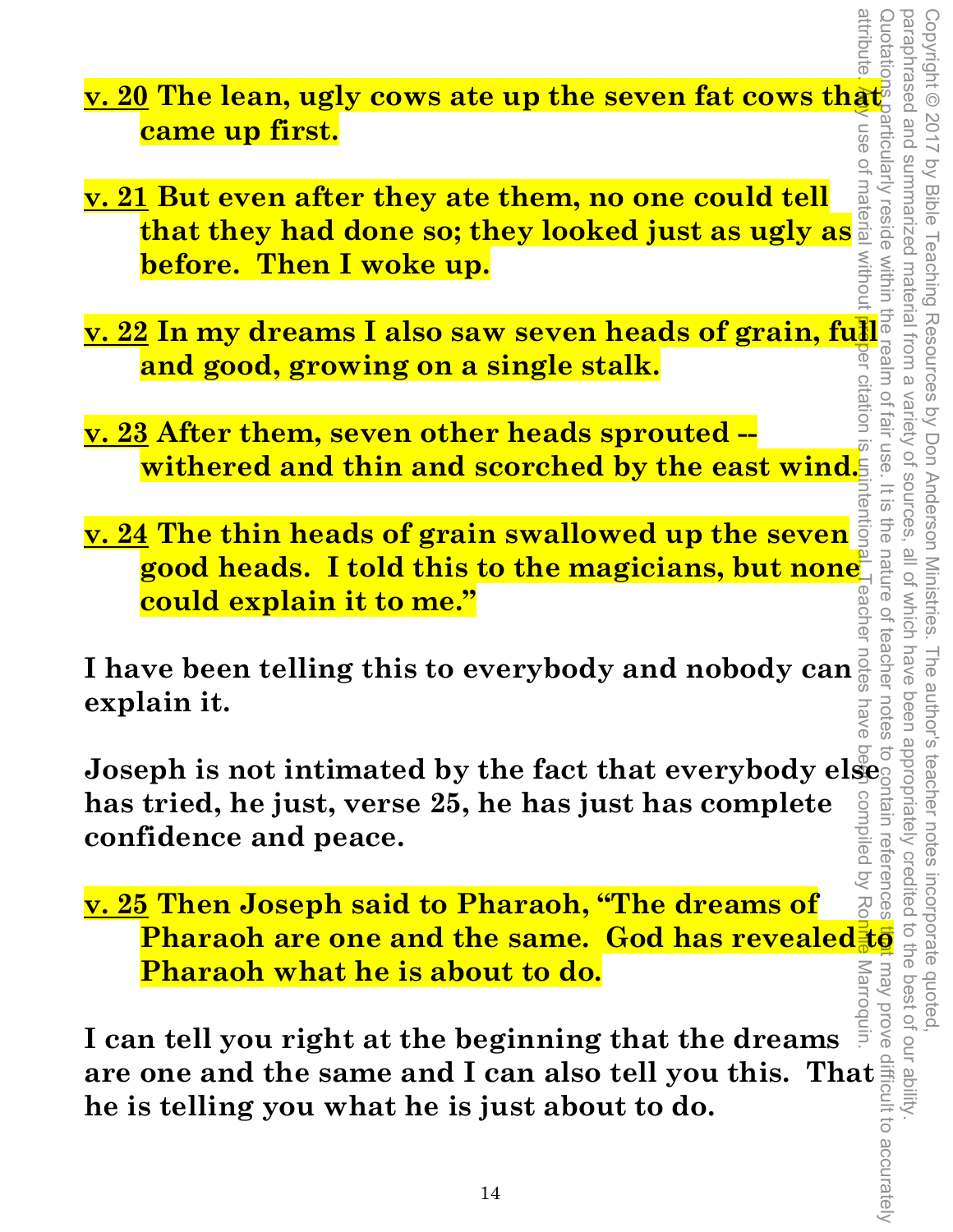**<u>v. 20</u> The lean, ugly cows ate up the seven fat cows that came up first.**

**<u>v. 21</u> But even after they ate them, no one could tell that they had done so; they looked just as ugly as before. Then I woke up.**

**<u>v. 22</u> In my dreams I also saw seven heads of grain, full and good, growing on a single stalk.**

**<u>v. 23</u> After them, seven other heads sprouted -- withered and thin and scorched by the east wind.**

**<u>v. 24</u> The thin heads of grain swallowed up the seven good heads. I told this to the magicians, but none could explain it to me."**

**I have been telling this to everybody and nobody can explain it.**

**Joseph is not intimated by the fact that everybody else has tried, he just, verse 25, he has just has complete confidence and peace.**

**<u>v. 25</u> Then Joseph said to Pharaoh, "The dreams of Pharaoh are one and the same. God has revealed to Pharaoh what he is about to do.**

**I can tell you right at the beginning that the dreams are one and the same and I can also tell you this. That he is telling you what he is just about to do.**

Copyright © 2017 by Bible Teaching Resources by Don Anderson Ministries. The author's teacher notes incorporate quoted, paraphrased and summarized material from a variety of sources, all of which have been appropriately credited to the best of our ability. Quotations particularly reside within the realm of fair use. It is the nature of teacher notes to contain references that may prove difficult to accurately attribute. Any use of material without proper citation is unintentional. Teacher notes have been compiled by Ronnie Marroquin.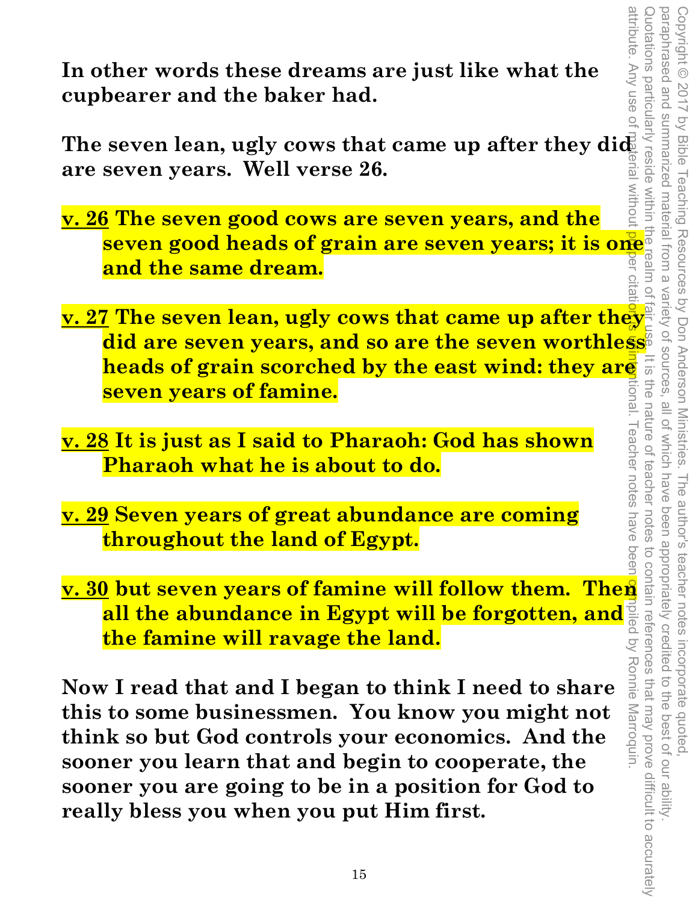**In other words these dreams are just like what the cupbearer and the baker had.**

**The seven lean, ugly cows that came up after they did are seven years. Well verse 26.**

**v. 26 The seven good cows are seven years, and the seven good heads of grain are seven years; it is one and the same dream.**

**v. 27 The seven lean, ugly cows that came up after they did are seven years, and so are the seven worthless heads of grain scorched by the east wind: they are seven years of famine.**

**v. 28 It is just as I said to Pharaoh: God has shown Pharaoh what he is about to do.**

**v. 29 Seven years of great abundance are coming throughout the land of Egypt.**

**v. 30 but seven years of famine will follow them. Then all the abundance in Egypt will be forgotten, and the famine will ravage the land.**

**Now I read that and I began to think I need to share this to some businessmen. You know you might not think so but God controls your economics. And the sooner you learn that and begin to cooperate, the sooner you are going to be in a position for God to really bless you when you put Him first.**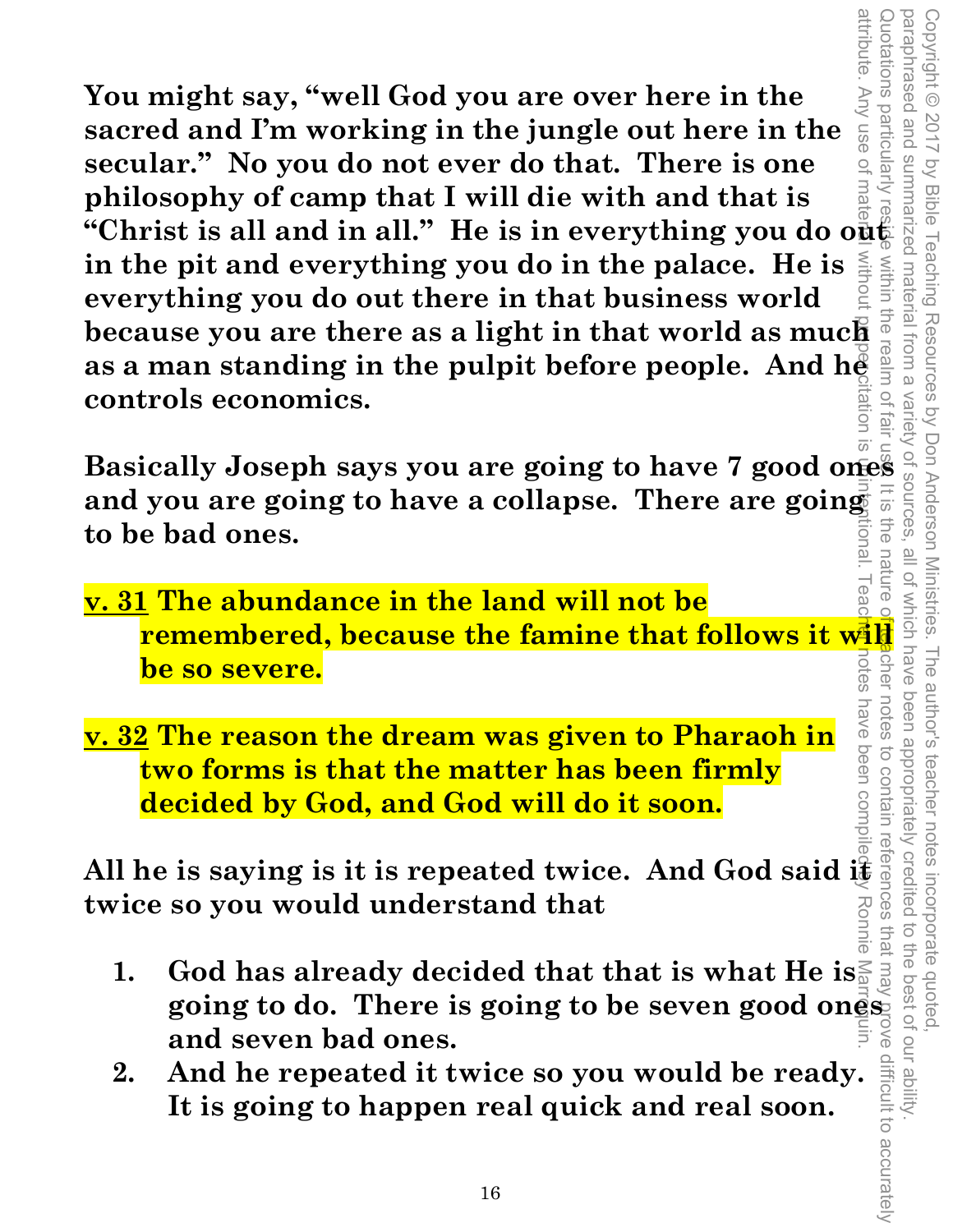**You might say, "well God you are over here in the sacred and I'm working in the jungle out here in the secular." No you do not ever do that. There is one philosophy of camp that I will die with and that is "Christ is all and in all." He is in everything you do out in the pit and everything you do in the palace. He is everything you do out there in that business world because you are there as a light in that world as much as a man standing in the pulpit before people. And he controls economics.**

**Basically Joseph says you are going to have 7 good ones and you are going to have a collapse. There are going to be bad ones.**

**<u>v. 31</u> The abundance in the land will not be remembered, because the famine that follows it will be so severe.**

**<u>v. 32</u> The reason the dream was given to Pharaoh in two forms is that the matter has been firmly decided by God, and God will do it soon.**

**All he is saying is it is repeated twice. And God said it twice so you would understand that**

1. **God has already decided that that is what He is going to do. There is going to be seven good ones and seven bad ones.**
2. **And he repeated it twice so you would be ready. It is going to happen real quick and real soon.**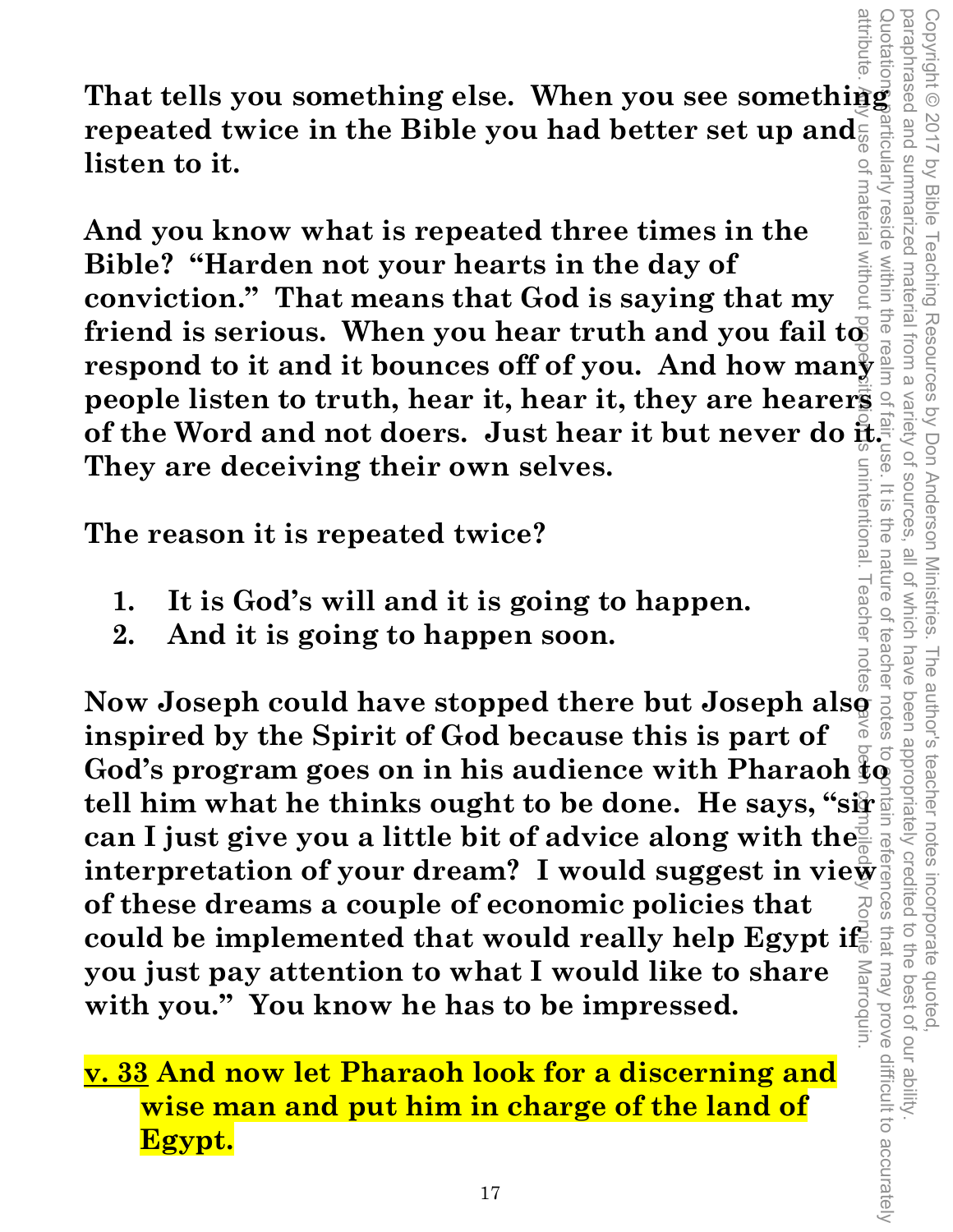**That tells you something else. When you see something repeated twice in the Bible you had better set up and listen to it.**

**And you know what is repeated three times in the Bible? "Harden not your hearts in the day of conviction." That means that God is saying that my friend is serious. When you hear truth and you fail to respond to it and it bounces off of you. And how many people listen to truth, hear it, hear it, they are hearers of the Word and not doers. Just hear it but never do it. They are deceiving their own selves.**

**The reason it is repeated twice?**

1. **It is God's will and it is going to happen.**
2. **And it is going to happen soon.**

**Now Joseph could have stopped there but Joseph also inspired by the Spirit of God because this is part of God's program goes on in his audience with Pharaoh to tell him what he thinks ought to be done. He says, "sir can I just give you a little bit of advice along with the interpretation of your dream? I would suggest in view of these dreams a couple of economic policies that could be implemented that would really help Egypt if you just pay attention to what I would like to share with you." You know he has to be impressed.**

**<u>v. 33</u> And now let Pharaoh look for a discerning and wise man and put him in charge of the land of Egypt.**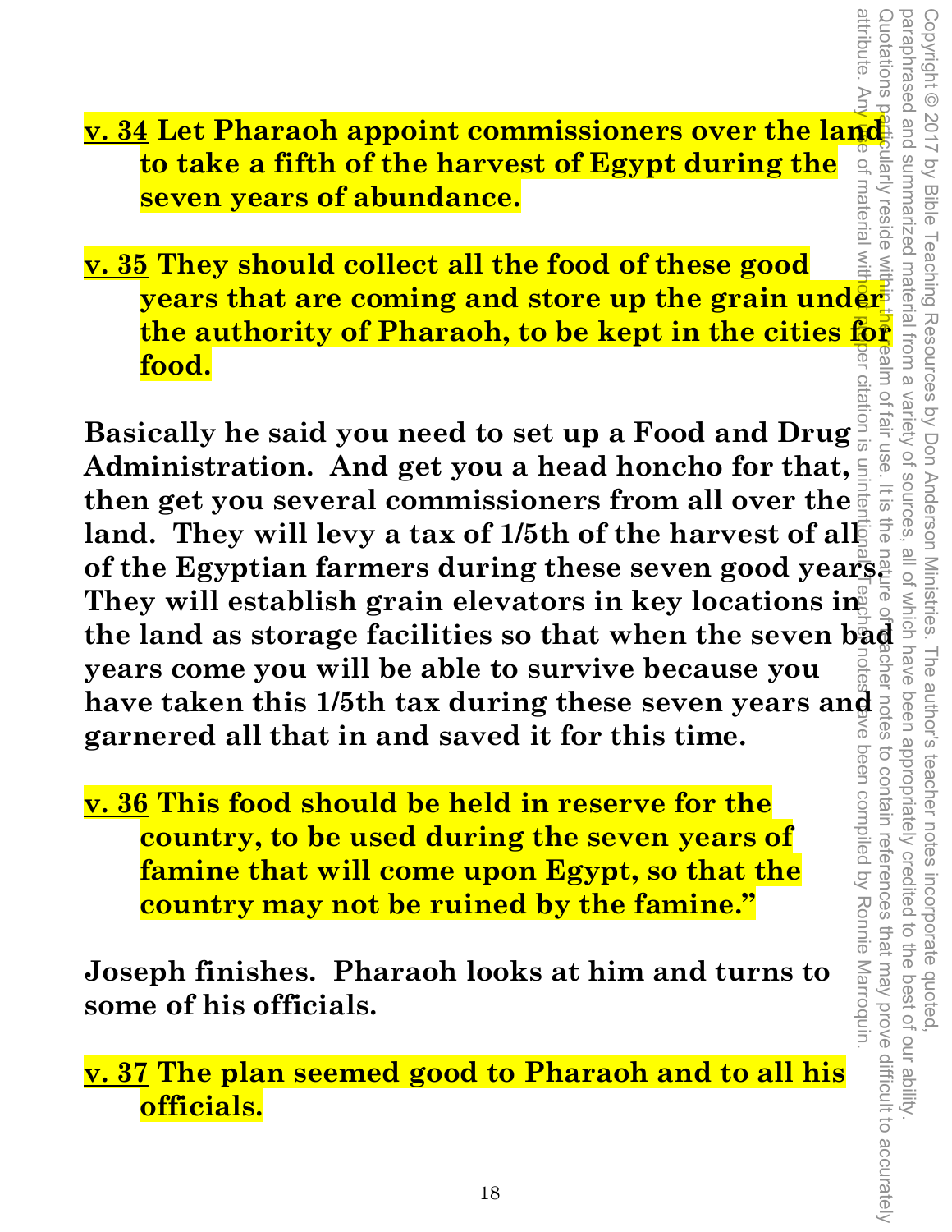**<u>v. 34</u> Let Pharaoh appoint commissioners over the land to take a fifth of the harvest of Egypt during the seven years of abundance.**

**<u>v. 35</u> They should collect all the food of these good years that are coming and store up the grain under the authority of Pharaoh, to be kept in the cities for food.**

**Basically he said you need to set up a Food and Drug Administration. And get you a head honcho for that, then get you several commissioners from all over the land. They will levy a tax of 1/5th of the harvest of all of the Egyptian farmers during these seven good years. They will establish grain elevators in key locations in the land as storage facilities so that when the seven bad years come you will be able to survive because you have taken this 1/5th tax during these seven years and garnered all that in and saved it for this time.**

**<u>v. 36</u> This food should be held in reserve for the country, to be used during the seven years of famine that will come upon Egypt, so that the country may not be ruined by the famine."**

**Joseph finishes. Pharaoh looks at him and turns to some of his officials.**

**<u>v. 37</u> The plan seemed good to Pharaoh and to all his officials.**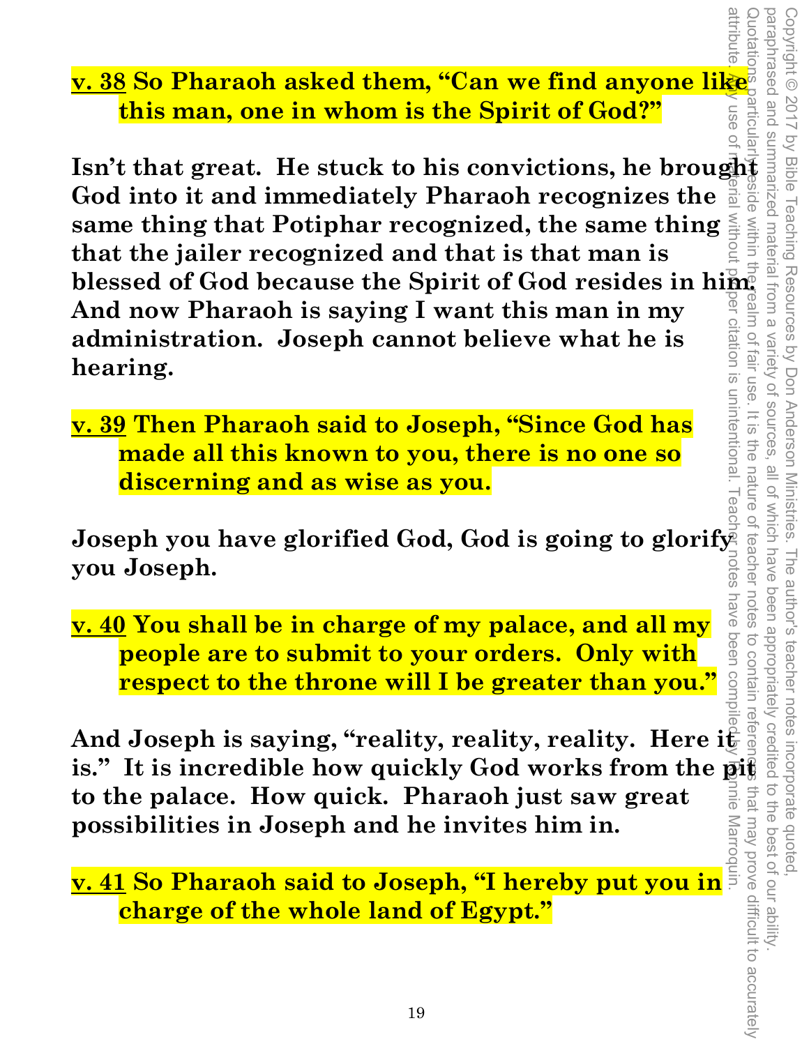**v. 38 So Pharaoh asked them, "Can we find anyone like this man, one in whom is the Spirit of God?"**

**Isn't that great. He stuck to his convictions, he brought God into it and immediately Pharaoh recognizes the same thing that Potiphar recognized, the same thing that the jailer recognized and that is that man is blessed of God because the Spirit of God resides in him. And now Pharaoh is saying I want this man in my administration. Joseph cannot believe what he is hearing.**

**v. 39 Then Pharaoh said to Joseph, "Since God has made all this known to you, there is no one so discerning and as wise as you.**

**Joseph you have glorified God, God is going to glorify you Joseph.**

**v. 40 You shall be in charge of my palace, and all my people are to submit to your orders. Only with respect to the throne will I be greater than you."**

**And Joseph is saying, "reality, reality, reality. Here it is." It is incredible how quickly God works from the pit to the palace. How quick. Pharaoh just saw great possibilities in Joseph and he invites him in.**

**v. 41 So Pharaoh said to Joseph, "I hereby put you in charge of the whole land of Egypt."**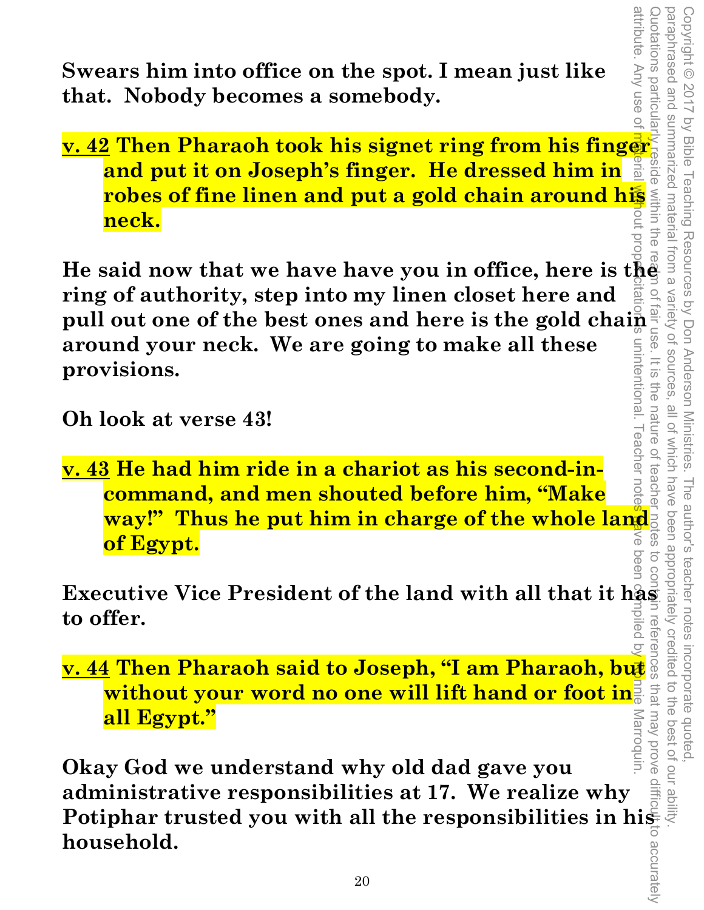**Swears him into office on the spot. I mean just like that. Nobody becomes a somebody.**

**<u>v. 42</u> Then Pharaoh took his signet ring from his finger and put it on Joseph's finger. He dressed him in robes of fine linen and put a gold chain around his neck.**

**He said now that we have have you in office, here is the ring of authority, step into my linen closet here and pull out one of the best ones and here is the gold chain around your neck. We are going to make all these provisions.**

**Oh look at verse 43!**

**<u>v. 43</u> He had him ride in a chariot as his second-in-command, and men shouted before him, "Make way!" Thus he put him in charge of the whole land of Egypt.**

**Executive Vice President of the land with all that it has to offer.**

**<u>v. 44</u> Then Pharaoh said to Joseph, "I am Pharaoh, but without your word no one will lift hand or foot in all Egypt."**

**Okay God we understand why old dad gave you administrative responsibilities at 17. We realize why Potiphar trusted you with all the responsibilities in his household.**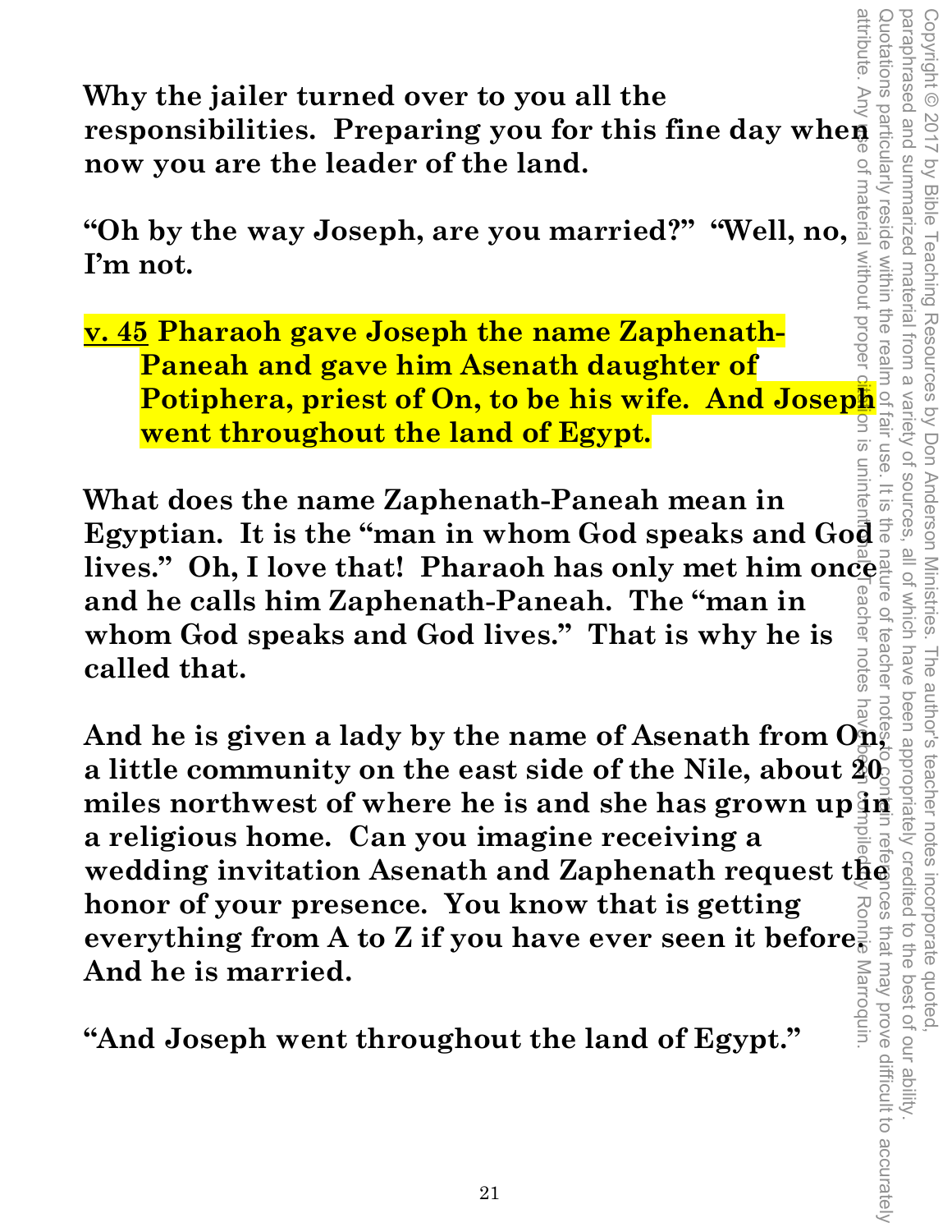**Why the jailer turned over to you all the responsibilities. Preparing you for this fine day when now you are the leader of the land.**

**"Oh by the way Joseph, are you married?" "Well, no, I'm not.**

**v. 45 Pharaoh gave Joseph the name Zaphenath-Paneah and gave him Asenath daughter of Potiphera, priest of On, to be his wife. And Joseph went throughout the land of Egypt.**

**What does the name Zaphenath-Paneah mean in Egyptian. It is the "man in whom God speaks and God lives." Oh, I love that! Pharaoh has only met him once and he calls him Zaphenath-Paneah. The "man in whom God speaks and God lives." That is why he is called that.**

**And he is given a lady by the name of Asenath from On, a little community on the east side of the Nile, about 20 miles northwest of where he is and she has grown up in a religious home. Can you imagine receiving a wedding invitation Asenath and Zaphenath request the honor of your presence. You know that is getting everything from A to Z if you have ever seen it before. And he is married.**

**"And Joseph went throughout the land of Egypt."**

Copyright © 2017 by Bible Teaching Resources by Don Anderson Ministries. The author's teacher notes incorporate quoted, paraphrased and summarized material from a variety of sources, all of which have been appropriately credited to the best of our ability. Quotations particularly reside within the realm of fair use. It is the nature of teacher notes to contain references that may prove difficult to accurately attribute. Any use of material without proper citation is unintentional. Teacher notes have been compiled by Ronnie Marroquin.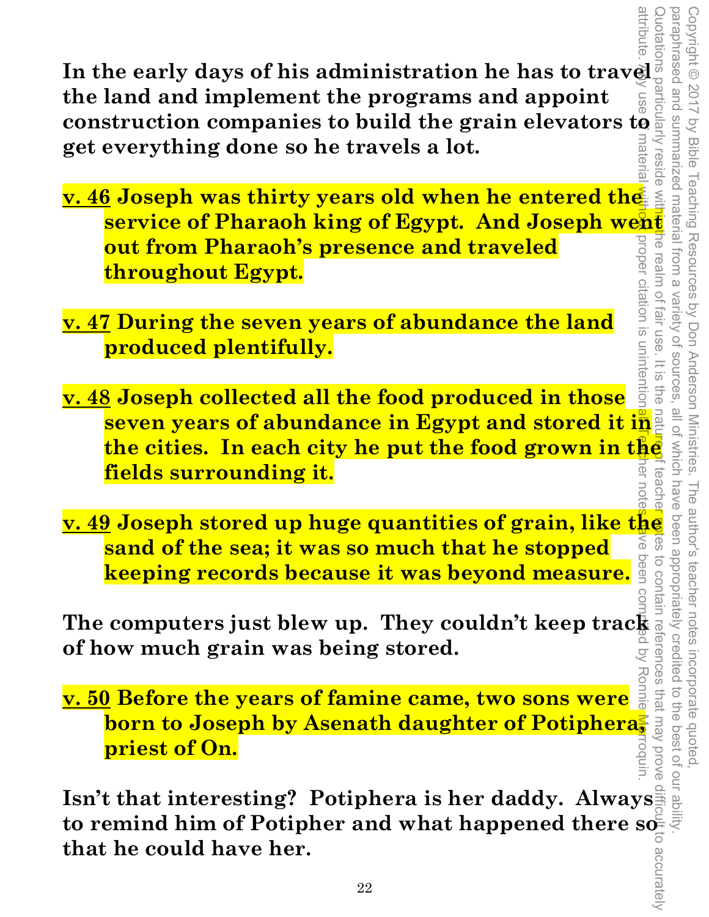**In the early days of his administration he has to travel the land and implement the programs and appoint construction companies to build the grain elevators to get everything done so he travels a lot.**

**v. 46 Joseph was thirty years old when he entered the service of Pharaoh king of Egypt. And Joseph went out from Pharaoh's presence and traveled throughout Egypt.**

**v. 47 During the seven years of abundance the land produced plentifully.**

**v. 48 Joseph collected all the food produced in those seven years of abundance in Egypt and stored it in the cities. In each city he put the food grown in the fields surrounding it.**

**v. 49 Joseph stored up huge quantities of grain, like the sand of the sea; it was so much that he stopped keeping records because it was beyond measure.**

**The computers just blew up. They couldn't keep track of how much grain was being stored.**

**v. 50 Before the years of famine came, two sons were born to Joseph by Asenath daughter of Potiphera, priest of On.**

**Isn't that interesting? Potiphera is her daddy. Always to remind him of Potipher and what happened there so that he could have her.**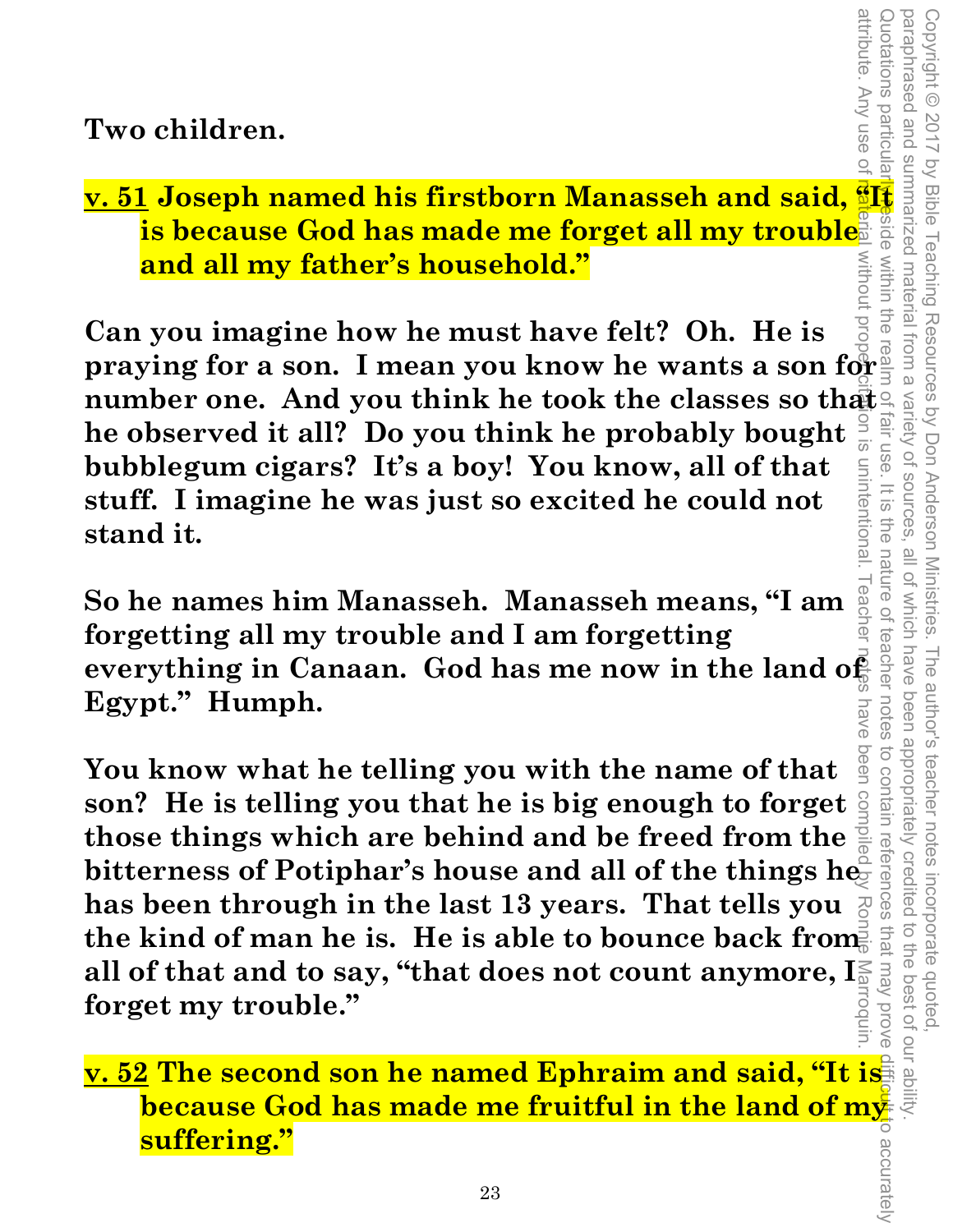**Two children.**

**<u>v. 51</u> Joseph named his firstborn Manasseh and said, "It is because God has made me forget all my trouble and all my father's household."**

**Can you imagine how he must have felt? Oh. He is praying for a son. I mean you know he wants a son for number one. And you think he took the classes so that he observed it all? Do you think he probably bought bubblegum cigars? It's a boy! You know, all of that stuff. I imagine he was just so excited he could not stand it.**

**So he names him Manasseh. Manasseh means, "I am forgetting all my trouble and I am forgetting everything in Canaan. God has me now in the land of Egypt." Humph.**

**You know what he telling you with the name of that son? He is telling you that he is big enough to forget those things which are behind and be freed from the bitterness of Potiphar's house and all of the things he has been through in the last 13 years. That tells you the kind of man he is. He is able to bounce back from all of that and to say, "that does not count anymore, I forget my trouble."**

**<u>v. 52</u> The second son he named Ephraim and said, "It is because God has made me fruitful in the land of my suffering."**

Copyright © 2017 by Bible Teaching Resources by Don Anderson Ministries. The author's teacher notes incorporate quoted, paraphrased and summarized material from a variety of sources, all of which have been appropriately credited to the best of our ability. Quotations particularly reside within the realm of fair use. It is the nature of teacher notes to contain references that may prove difficult to accurately attribute. Any use of material without proper citation is unintentional. Teacher notes have been compiled by Ronnie Marroquin.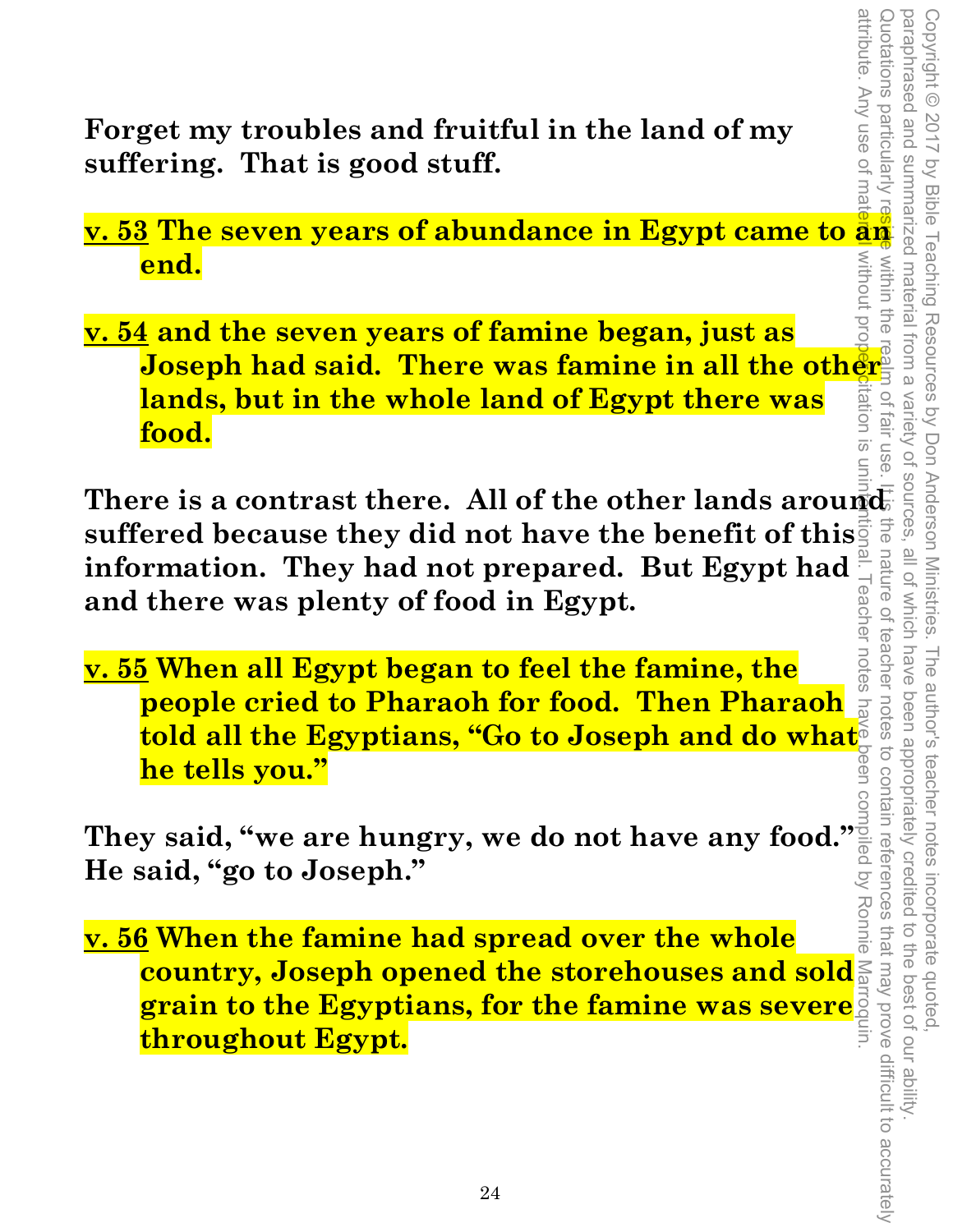**Forget my troubles and fruitful in the land of my suffering. That is good stuff.**

**v. 53 The seven years of abundance in Egypt came to an end.**

**v. 54 and the seven years of famine began, just as Joseph had said. There was famine in all the other lands, but in the whole land of Egypt there was food.**

**There is a contrast there. All of the other lands around suffered because they did not have the benefit of this information. They had not prepared. But Egypt had and there was plenty of food in Egypt.**

**v. 55 When all Egypt began to feel the famine, the people cried to Pharaoh for food. Then Pharaoh told all the Egyptians, "Go to Joseph and do what he tells you."**

**They said, "we are hungry, we do not have any food." He said, "go to Joseph."**

**v. 56 When the famine had spread over the whole country, Joseph opened the storehouses and sold grain to the Egyptians, for the famine was severe throughout Egypt.**

Copyright © 2017 by Bible Teaching Resources by Don Anderson Ministries. The author's teacher notes incorporate quoted, paraphrased and summarized material from a variety of sources, all of which have been appropriately credited to the best of our ability. Quotations particularly reside within the realm of fair use. It is the nature of teacher notes to contain references that may prove difficult to accurately attribute. Any use of material without proper citation is unintentional. Teacher notes have been compiled by Ronnie Marroquin.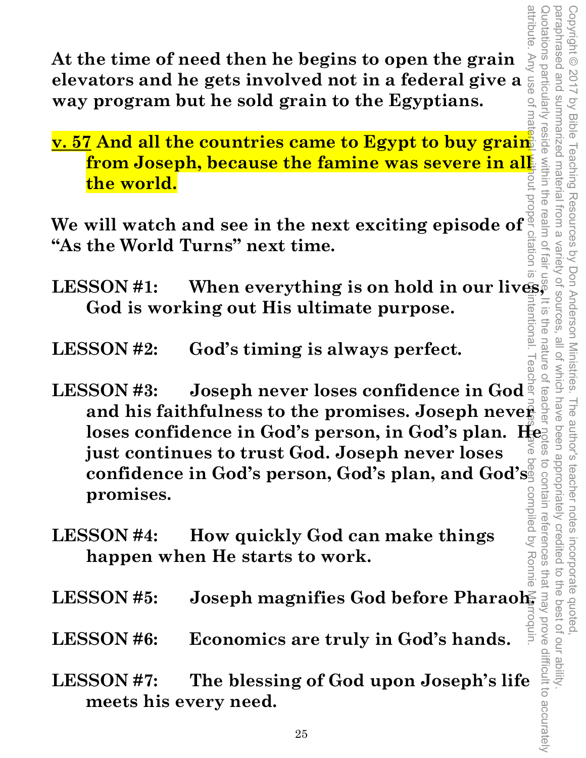**At the time of need then he begins to open the grain elevators and he gets involved not in a federal give a way program but he sold grain to the Egyptians.**

**v. 57 And all the countries came to Egypt to buy grain from Joseph, because the famine was severe in all the world.**

**We will watch and see in the next exciting episode of "As the World Turns" next time.**

**LESSON #1: When everything is on hold in our lives, God is working out His ultimate purpose.**

**LESSON #2: God's timing is always perfect.**

**LESSON #3: Joseph never loses confidence in God and his faithfulness to the promises. Joseph never loses confidence in God's person, in God's plan. He just continues to trust God. Joseph never loses confidence in God's person, God's plan, and God's promises.**

**LESSON #4: How quickly God can make things happen when He starts to work.**

**LESSON #5: Joseph magnifies God before Pharaoh.**

**LESSON #6: Economics are truly in God's hands.**

**LESSON #7: The blessing of God upon Joseph's life meets his every need.**

Copyright © 2017 by Bible Teaching Resources by Don Anderson Ministries. The author's teacher notes incorporate quoted, paraphrased and summarized material from a variety of sources, all of which have been appropriately credited to the best of our ability. Quotations particularly reside within the realm of fair use. It is the nature of teacher notes to contain references that may prove difficult to accurately attribute. Any use of material without proper citation is unintentional. Teacher notes have been compiled by Ronnie Marroquin.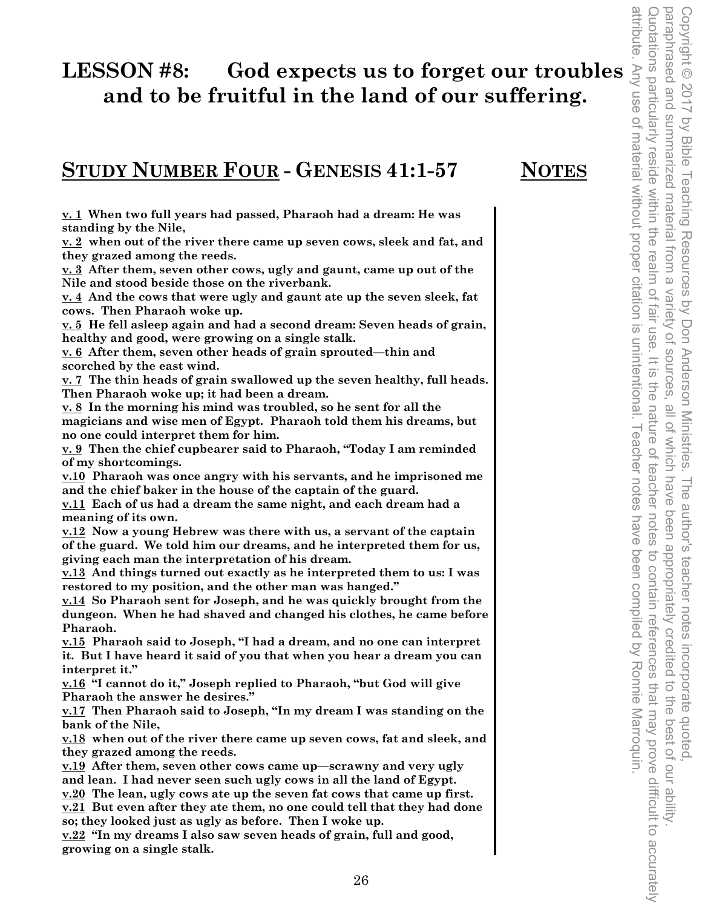# LESSON #8: God expects us to forget our troubles and to be fruitful in the land of our suffering.

Copyright © 2017 by Bible Teaching Resources by Don Anderson Ministries. The author's teacher notes incorporate quoted, paraphrased and summarized material from a variety of sources, all of which have been appropriately credited to the best of our ability. Quotations particularly reside within the realm of fair use. It is the nature of teacher notes to contain references that may prove difficult to accurately attribute. Any use of material without proper citation is unintentional. Teacher notes have been compiled by Ronnie Marroquin.

## STUDY NUMBER FOUR - GENESIS 41:1-57 — NOTES

**v. 1 When two full years had passed, Pharaoh had a dream: He was standing by the Nile,**
**v. 2 when out of the river there came up seven cows, sleek and fat, and they grazed among the reeds.**
**v. 3 After them, seven other cows, ugly and gaunt, came up out of the Nile and stood beside those on the riverbank.**
**v. 4 And the cows that were ugly and gaunt ate up the seven sleek, fat cows. Then Pharaoh woke up.**
**v. 5 He fell asleep again and had a second dream: Seven heads of grain, healthy and good, were growing on a single stalk.**
**v. 6 After them, seven other heads of grain sprouted—thin and scorched by the east wind.**
**v. 7 The thin heads of grain swallowed up the seven healthy, full heads. Then Pharaoh woke up; it had been a dream.**
**v. 8 In the morning his mind was troubled, so he sent for all the magicians and wise men of Egypt. Pharaoh told them his dreams, but no one could interpret them for him.**
**v. 9 Then the chief cupbearer said to Pharaoh, "Today I am reminded of my shortcomings.**
**v.10 Pharaoh was once angry with his servants, and he imprisoned me and the chief baker in the house of the captain of the guard.**
**v.11 Each of us had a dream the same night, and each dream had a meaning of its own.**
**v.12 Now a young Hebrew was there with us, a servant of the captain of the guard. We told him our dreams, and he interpreted them for us, giving each man the interpretation of his dream.**
**v.13 And things turned out exactly as he interpreted them to us: I was restored to my position, and the other man was hanged."**
**v.14 So Pharaoh sent for Joseph, and he was quickly brought from the dungeon. When he had shaved and changed his clothes, he came before Pharaoh.**
**v.15 Pharaoh said to Joseph, "I had a dream, and no one can interpret it. But I have heard it said of you that when you hear a dream you can interpret it."**
**v.16 "I cannot do it," Joseph replied to Pharaoh, "but God will give Pharaoh the answer he desires."**
**v.17 Then Pharaoh said to Joseph, "In my dream I was standing on the bank of the Nile,**
**v.18 when out of the river there came up seven cows, fat and sleek, and they grazed among the reeds.**
**v.19 After them, seven other cows came up—scrawny and very ugly and lean. I had never seen such ugly cows in all the land of Egypt.**
**v.20 The lean, ugly cows ate up the seven fat cows that came up first.**
**v.21 But even after they ate them, no one could tell that they had done so; they looked just as ugly as before. Then I woke up.**
**v.22 "In my dreams I also saw seven heads of grain, full and good, growing on a single stalk.**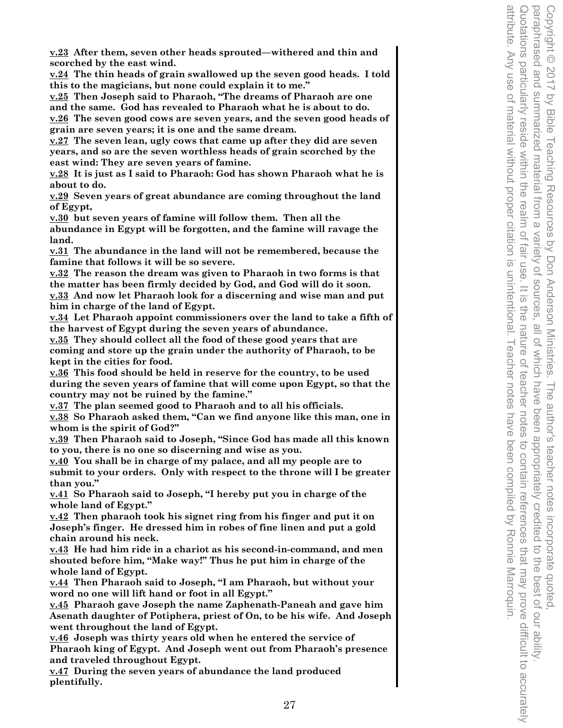**v.23 After them, seven other heads sprouted—withered and thin and scorched by the east wind.**
**v.24 The thin heads of grain swallowed up the seven good heads. I told this to the magicians, but none could explain it to me."**
**v.25 Then Joseph said to Pharaoh, "The dreams of Pharaoh are one and the same. God has revealed to Pharaoh what he is about to do.**
**v.26 The seven good cows are seven years, and the seven good heads of grain are seven years; it is one and the same dream.**
**v.27 The seven lean, ugly cows that came up after they did are seven years, and so are the seven worthless heads of grain scorched by the east wind: They are seven years of famine.**
**v.28 It is just as I said to Pharaoh: God has shown Pharaoh what he is about to do.**
**v.29 Seven years of great abundance are coming throughout the land of Egypt,**
**v.30 but seven years of famine will follow them. Then all the abundance in Egypt will be forgotten, and the famine will ravage the land.**
**v.31 The abundance in the land will not be remembered, because the famine that follows it will be so severe.**
**v.32 The reason the dream was given to Pharaoh in two forms is that the matter has been firmly decided by God, and God will do it soon.**
**v.33 And now let Pharaoh look for a discerning and wise man and put him in charge of the land of Egypt.**
**v.34 Let Pharaoh appoint commissioners over the land to take a fifth of the harvest of Egypt during the seven years of abundance.**
**v.35 They should collect all the food of these good years that are coming and store up the grain under the authority of Pharaoh, to be kept in the cities for food.**
**v.36 This food should be held in reserve for the country, to be used during the seven years of famine that will come upon Egypt, so that the country may not be ruined by the famine."**
**v.37 The plan seemed good to Pharaoh and to all his officials.**
**v.38 So Pharaoh asked them, "Can we find anyone like this man, one in whom is the spirit of God?"**
**v.39 Then Pharaoh said to Joseph, "Since God has made all this known to you, there is no one so discerning and wise as you.**
**v.40 You shall be in charge of my palace, and all my people are to submit to your orders. Only with respect to the throne will I be greater than you."**
**v.41 So Pharaoh said to Joseph, "I hereby put you in charge of the whole land of Egypt."**
**v.42 Then pharaoh took his signet ring from his finger and put it on Joseph's finger. He dressed him in robes of fine linen and put a gold chain around his neck.**
**v.43 He had him ride in a chariot as his second-in-command, and men shouted before him, "Make way!" Thus he put him in charge of the whole land of Egypt.**
**v.44 Then Pharaoh said to Joseph, "I am Pharaoh, but without your word no one will lift hand or foot in all Egypt."**
**v.45 Pharaoh gave Joseph the name Zaphenath-Paneah and gave him Asenath daughter of Potiphera, priest of On, to be his wife. And Joseph went throughout the land of Egypt.**
**v.46 Joseph was thirty years old when he entered the service of Pharaoh king of Egypt. And Joseph went out from Pharaoh's presence and traveled throughout Egypt.**
**v.47 During the seven years of abundance the land produced plentifully.**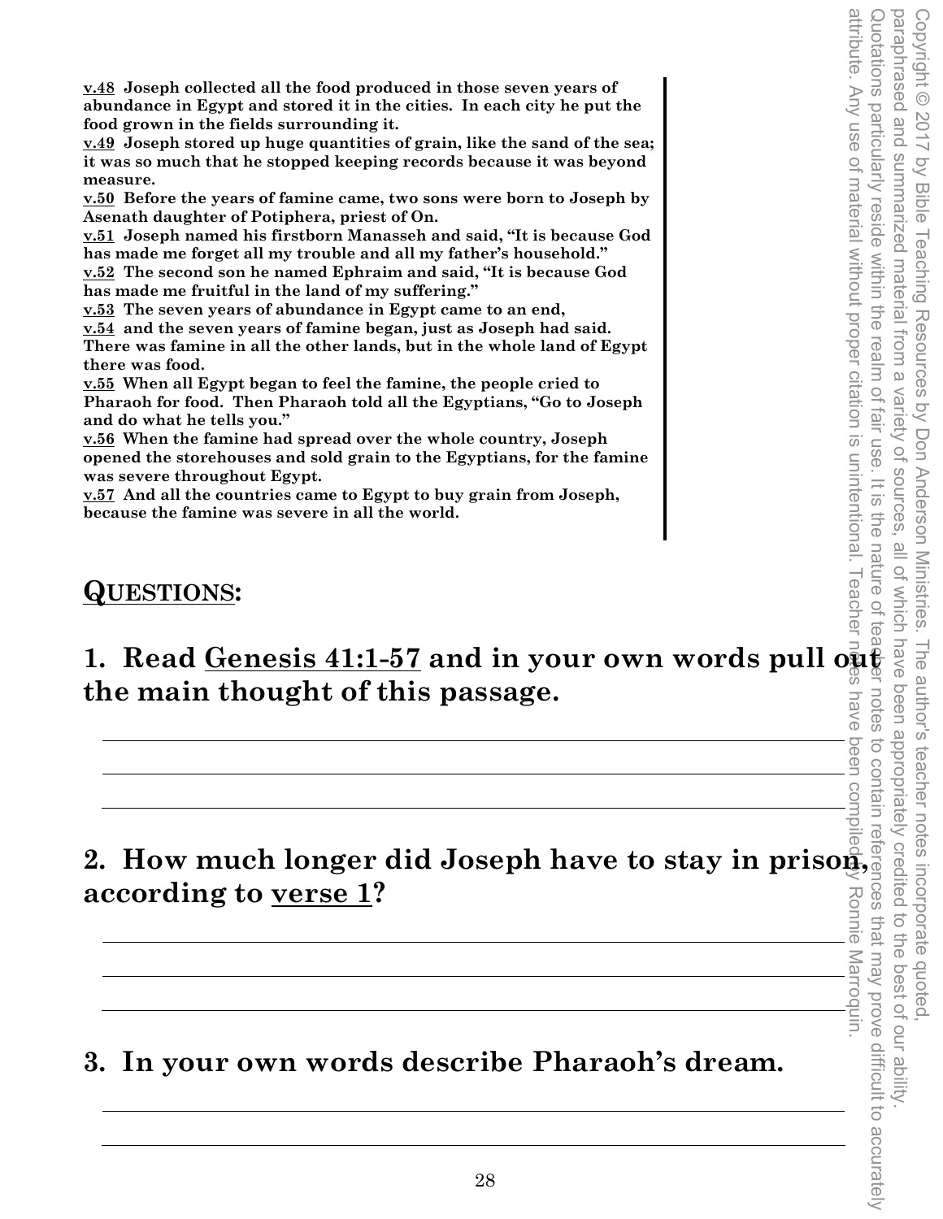**v.48 Joseph collected all the food produced in those seven years of abundance in Egypt and stored it in the cities. In each city he put the food grown in the fields surrounding it.**
**v.49 Joseph stored up huge quantities of grain, like the sand of the sea; it was so much that he stopped keeping records because it was beyond measure.**
**v.50 Before the years of famine came, two sons were born to Joseph by Asenath daughter of Potiphera, priest of On.**
**v.51 Joseph named his firstborn Manasseh and said, "It is because God has made me forget all my trouble and all my father's household."**
**v.52 The second son he named Ephraim and said, "It is because God has made me fruitful in the land of my suffering."**
**v.53 The seven years of abundance in Egypt came to an end,**
**v.54 and the seven years of famine began, just as Joseph had said. There was famine in all the other lands, but in the whole land of Egypt there was food.**
**v.55 When all Egypt began to feel the famine, the people cried to Pharaoh for food. Then Pharaoh told all the Egyptians, "Go to Joseph and do what he tells you."**
**v.56 When the famine had spread over the whole country, Joseph opened the storehouses and sold grain to the Egyptians, for the famine was severe throughout Egypt.**
**v.57 And all the countries came to Egypt to buy grain from Joseph, because the famine was severe in all the world.**

Copyright © 2017 by Bible Teaching Resources by Don Anderson Ministries. The author's teacher notes incorporate quoted, paraphrased and summarized material from a variety of sources, all of which have been appropriately credited to the best of our ability. Quotations particularly reside within the realm of fair use. It is the nature of teacher notes to contain references that may prove difficult to accurately attribute. Any use of material without proper citation is unintentional. Teacher notes have been compiled by Ronnie Marroquin.

## QUESTIONS:

### 1. Read Genesis 41:1-57 and in your own words pull out the main thought of this passage.

___

___

___

### 2. How much longer did Joseph have to stay in prison, according to verse 1?

___

___

___

### 3. In your own words describe Pharaoh's dream.

___

___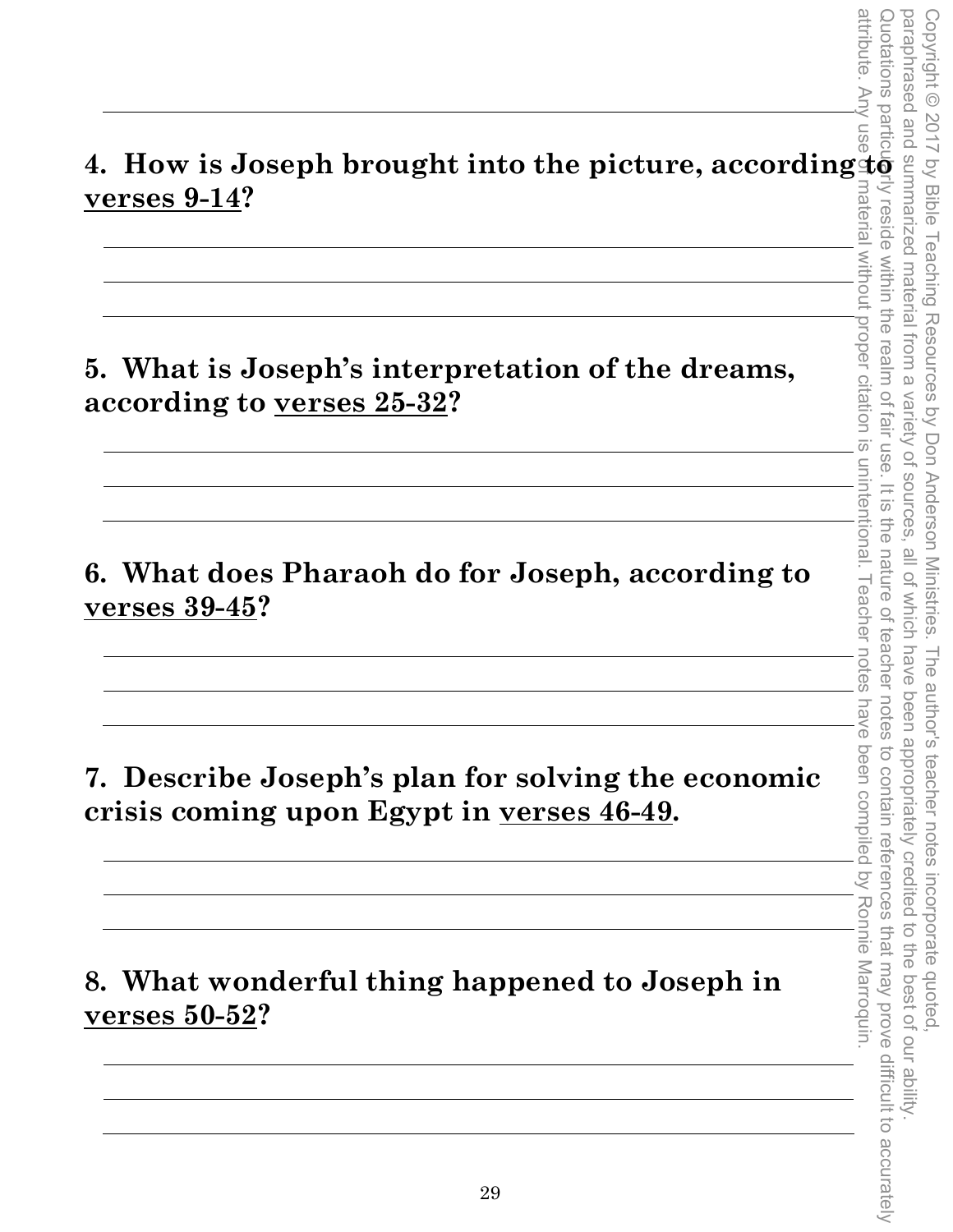**4. How is Joseph brought into the picture, according to <u>verses 9-14</u>?**

**5. What is Joseph's interpretation of the dreams, according to <u>verses 25-32</u>?**

**6. What does Pharaoh do for Joseph, according to <u>verses 39-45</u>?**

**7. Describe Joseph's plan for solving the economic crisis coming upon Egypt in <u>verses 46-49</u>.**

**8. What wonderful thing happened to Joseph in <u>verses 50-52</u>?**

Copyright © 2017 by Bible Teaching Resources by Don Anderson Ministries. The author's teacher notes incorporate quoted, paraphrased and summarized material from a variety of sources, all of which have been appropriately credited to the best of our ability. Quotations particularly reside within the realm of fair use. It is the nature of teacher notes to contain references that may prove difficult to accurately attribute. Any use of material without proper citation is unintentional. Teacher notes have been compiled by Ronnie Marroquin.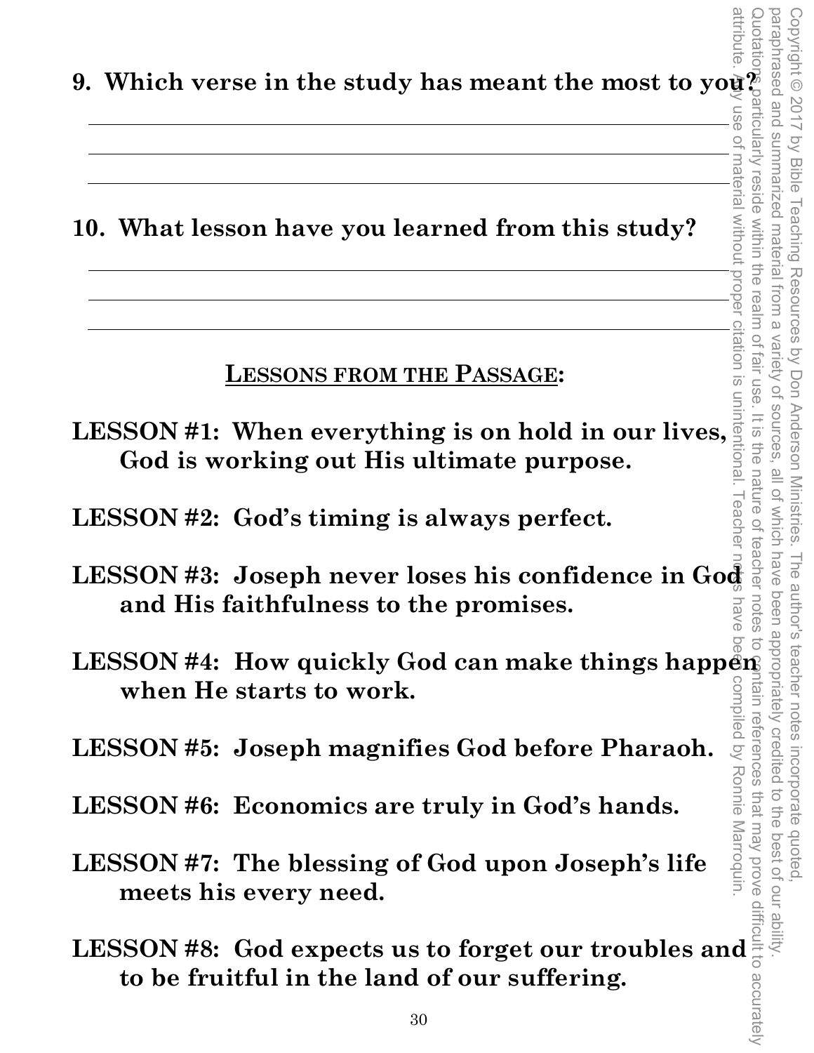**9. Which verse in the study has meant the most to you?**

---

---

---

**10. What lesson have you learned from this study?**

---

---

---

## LESSONS FROM THE PASSAGE:

**LESSON #1: When everything is on hold in our lives, God is working out His ultimate purpose.**

**LESSON #2: God's timing is always perfect.**

**LESSON #3: Joseph never loses his confidence in God and His faithfulness to the promises.**

**LESSON #4: How quickly God can make things happen when He starts to work.**

**LESSON #5: Joseph magnifies God before Pharaoh.**

**LESSON #6: Economics are truly in God's hands.**

**LESSON #7: The blessing of God upon Joseph's life meets his every need.**

**LESSON #8: God expects us to forget our troubles and to be fruitful in the land of our suffering.**

Copyright © 2017 by Bible Teaching Resources by Don Anderson Ministries. The author's teacher notes incorporate quoted, paraphrased and summarized material from a variety of sources, all of which have been appropriately credited to the best of our ability. Quotations particularly reside within the realm of fair use. It is the nature of teacher notes to contain references that may prove difficult to accurately attribute. Any use of material without proper citation is unintentional. Teacher notes have been compiled by Ronnie Marroquin.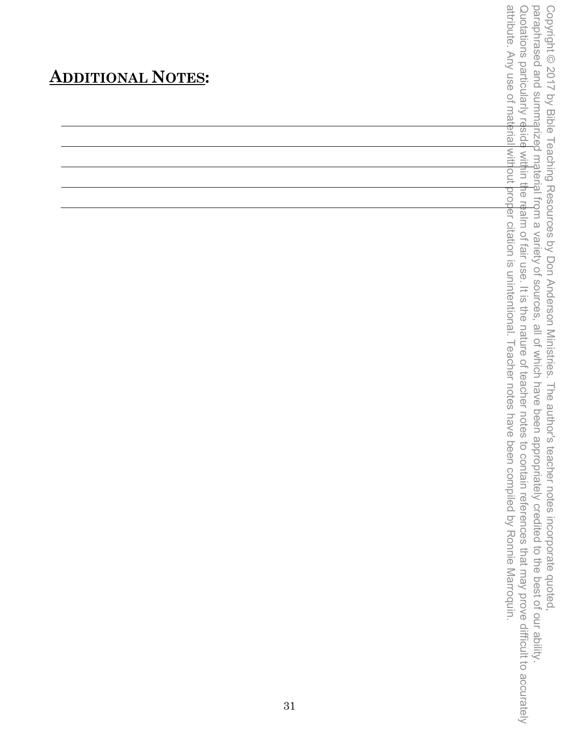## ADDITIONAL NOTES:

Copyright © 2017 by Bible Teaching Resources by Don Anderson Ministries. The author's teacher notes incorporate quoted, paraphrased and summarized material from a variety of sources, all of which have been appropriately credited to the best of our ability. Quotations particularly reside within the realm of fair use. It is the nature of teacher notes to contain references that may prove difficult to accurately attribute. Any use of material without proper citation is unintentional. Teacher notes have been compiled by Ronnie Marroquin.